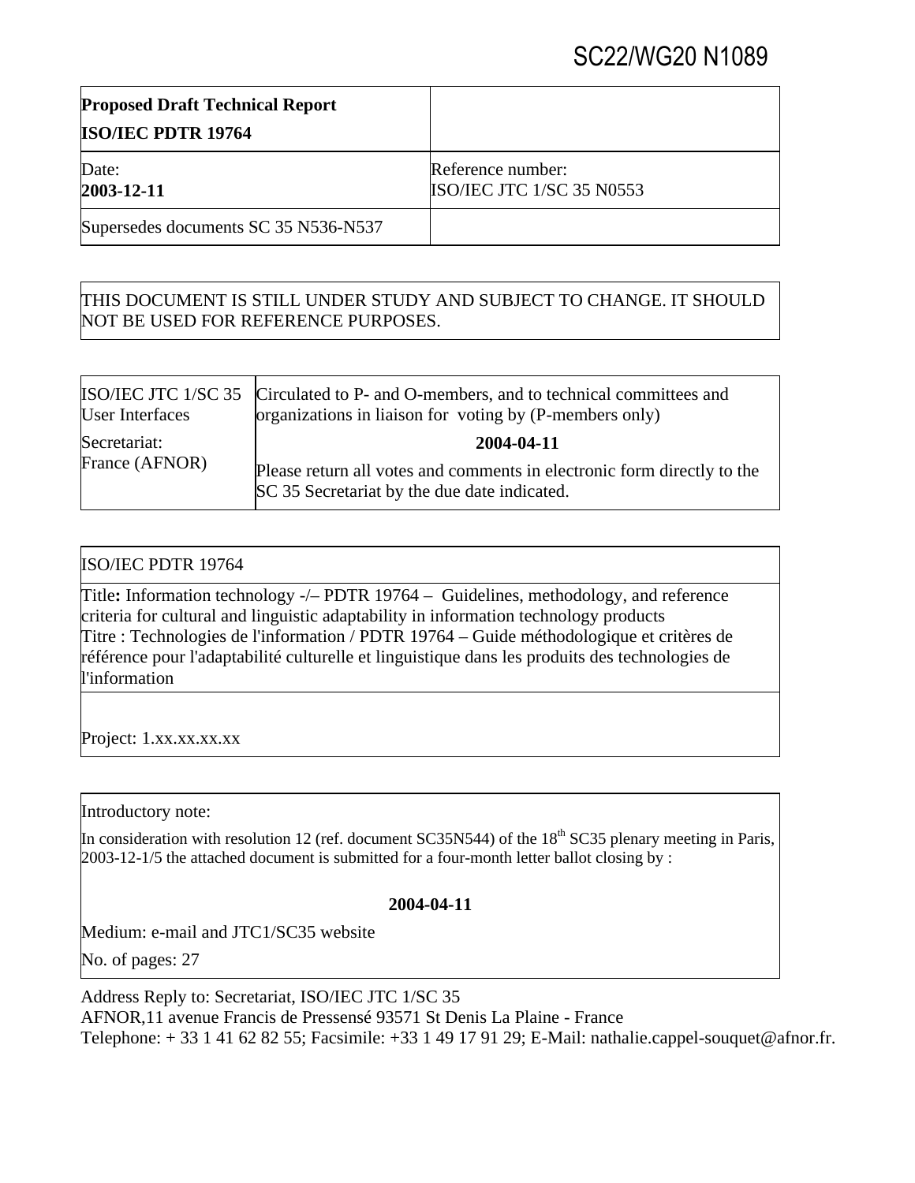SC22/WG20 N1089

| **Proposed Draft Technical Report**<br>**ISO/IEC PDTR 19764** | |
|---|---|
| Date:<br>**2003-12-11** | Reference number:<br>ISO/IEC JTC 1/SC 35 N0553 |
| Supersedes documents SC 35 N536-N537 | |

THIS DOCUMENT IS STILL UNDER STUDY AND SUBJECT TO CHANGE. IT SHOULD NOT BE USED FOR REFERENCE PURPOSES.

| ISO/IEC JTC 1/SC 35<br>User Interfaces | Circulated to P- and O-members, and to technical committees and organizations in liaison for voting by (P-members only) |
|---|---|
| Secretariat:<br>France (AFNOR) | **2004-04-11**<br>Please return all votes and comments in electronic form directly to the SC 35 Secretariat by the due date indicated. |

| ISO/IEC PDTR 19764 |
|---|
| Title**:** Information technology -/– PDTR 19764 – Guidelines, methodology, and reference criteria for cultural and linguistic adaptability in information technology products<br>Titre : Technologies de l'information / PDTR 19764 – Guide méthodologique et critères de référence pour l'adaptabilité culturelle et linguistique dans les produits des technologies de l'information |
| Project: 1.xx.xx.xx.xx |

Introductory note:

In consideration with resolution 12 (ref. document SC35N544) of the 18th SC35 plenary meeting in Paris, 2003-12-1/5 the attached document is submitted for a four-month letter ballot closing by :

**2004-04-11**

Medium: e-mail and JTC1/SC35 website

No. of pages: 27

Address Reply to: Secretariat, ISO/IEC JTC 1/SC 35
AFNOR,11 avenue Francis de Pressensé 93571 St Denis La Plaine - France
Telephone: + 33 1 41 62 82 55; Facsimile: +33 1 49 17 91 29; E-Mail: nathalie.cappel-souquet@afnor.fr.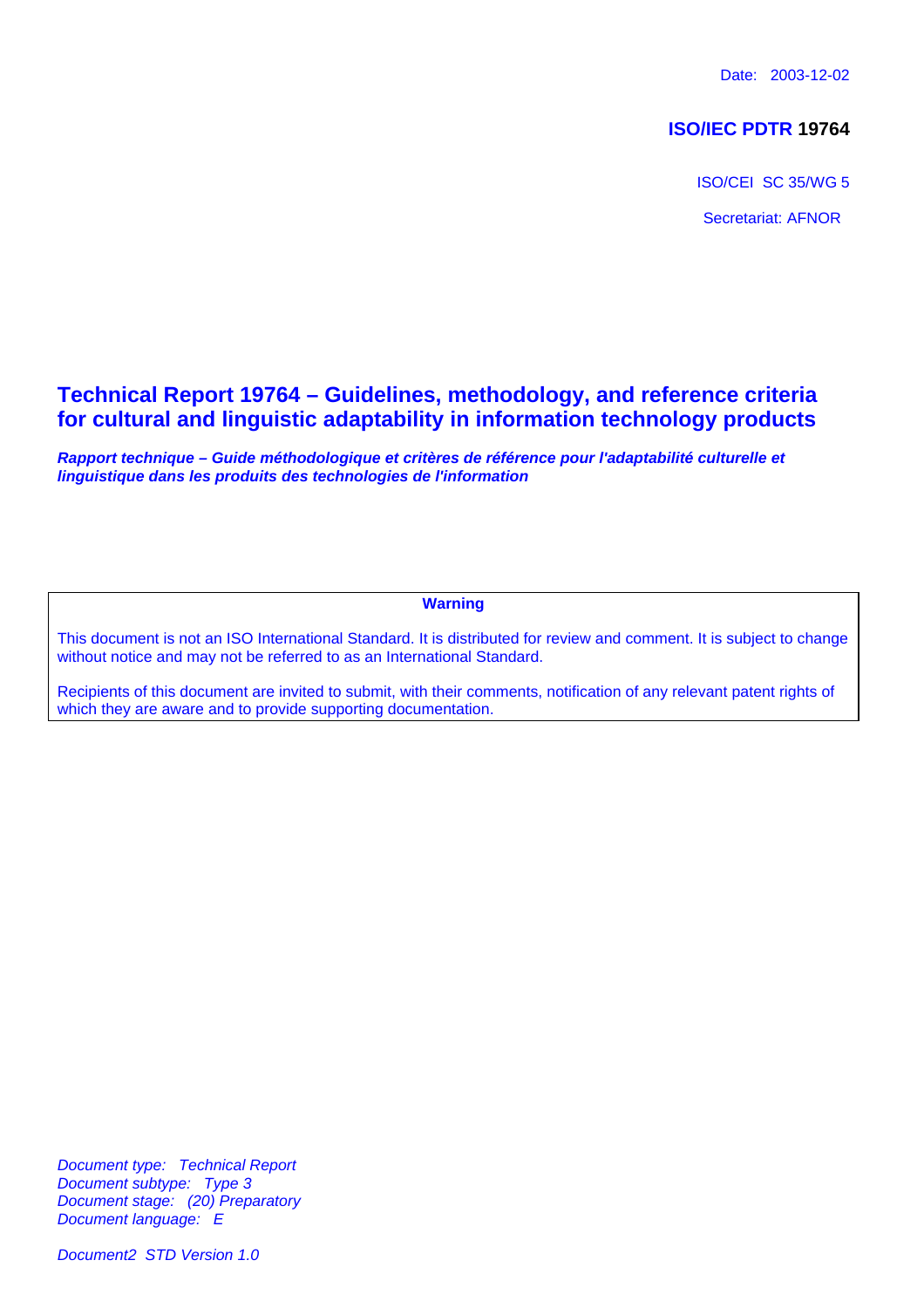Date: 2003-12-02

**ISO/IEC PDTR 19764**

ISO/CEI SC 35/WG 5

Secretariat: AFNOR

# Technical Report 19764 – Guidelines, methodology, and reference criteria for cultural and linguistic adaptability in information technology products

***Rapport technique – Guide méthodologique et critères de référence pour l'adaptabilité culturelle et linguistique dans les produits des technologies de l'information***

**Warning**

This document is not an ISO International Standard. It is distributed for review and comment. It is subject to change without notice and may not be referred to as an International Standard.

Recipients of this document are invited to submit, with their comments, notification of any relevant patent rights of which they are aware and to provide supporting documentation.

*Document type: Technical Report*
*Document subtype: Type 3*
*Document stage: (20) Preparatory*
*Document language: E*

*Document2 STD Version 1.0*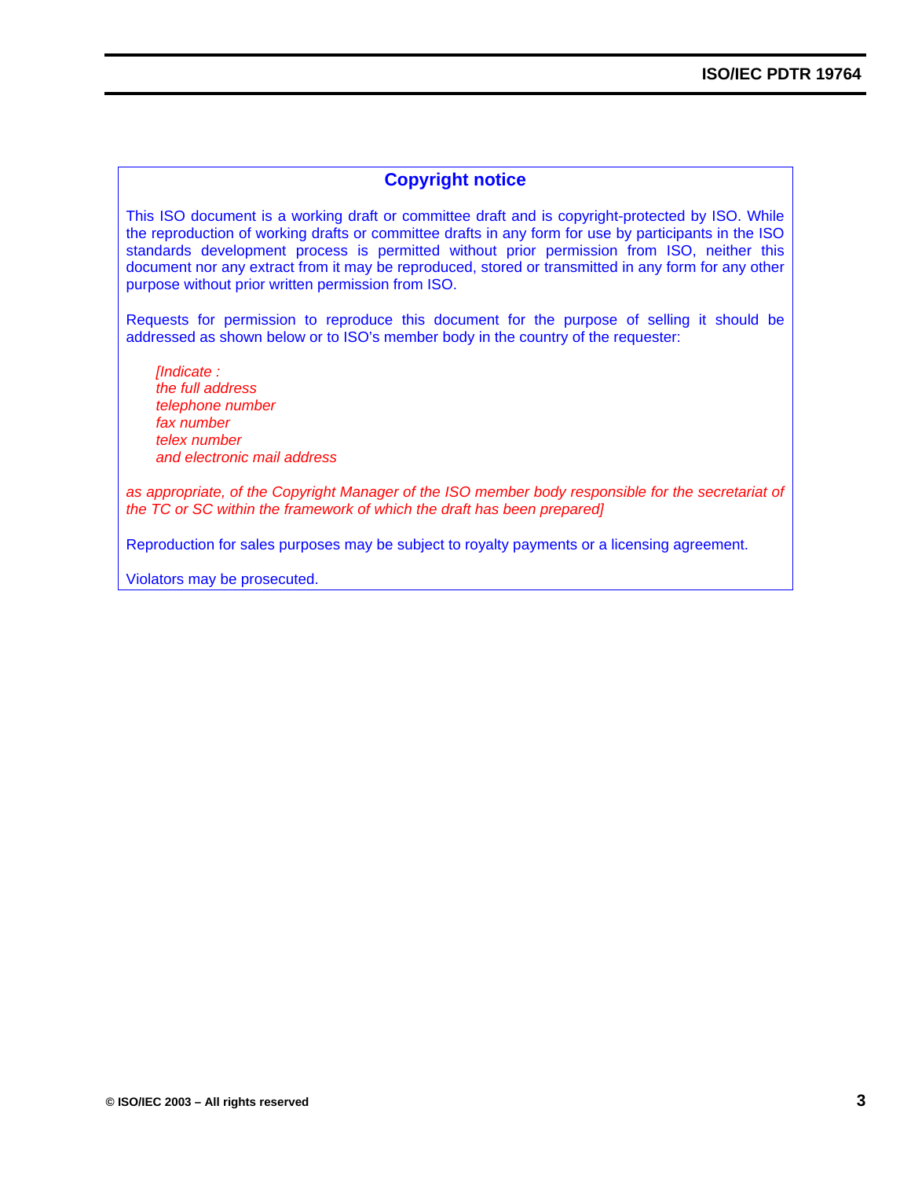## Copyright notice

This ISO document is a working draft or committee draft and is copyright-protected by ISO. While the reproduction of working drafts or committee drafts in any form for use by participants in the ISO standards development process is permitted without prior permission from ISO, neither this document nor any extract from it may be reproduced, stored or transmitted in any form for any other purpose without prior written permission from ISO.

Requests for permission to reproduce this document for the purpose of selling it should be addressed as shown below or to ISO's member body in the country of the requester:

> *[Indicate :*
> *the full address*
> *telephone number*
> *fax number*
> *telex number*
> *and electronic mail address*

*as appropriate, of the Copyright Manager of the ISO member body responsible for the secretariat of the TC or SC within the framework of which the draft has been prepared]*

Reproduction for sales purposes may be subject to royalty payments or a licensing agreement.

Violators may be prosecuted.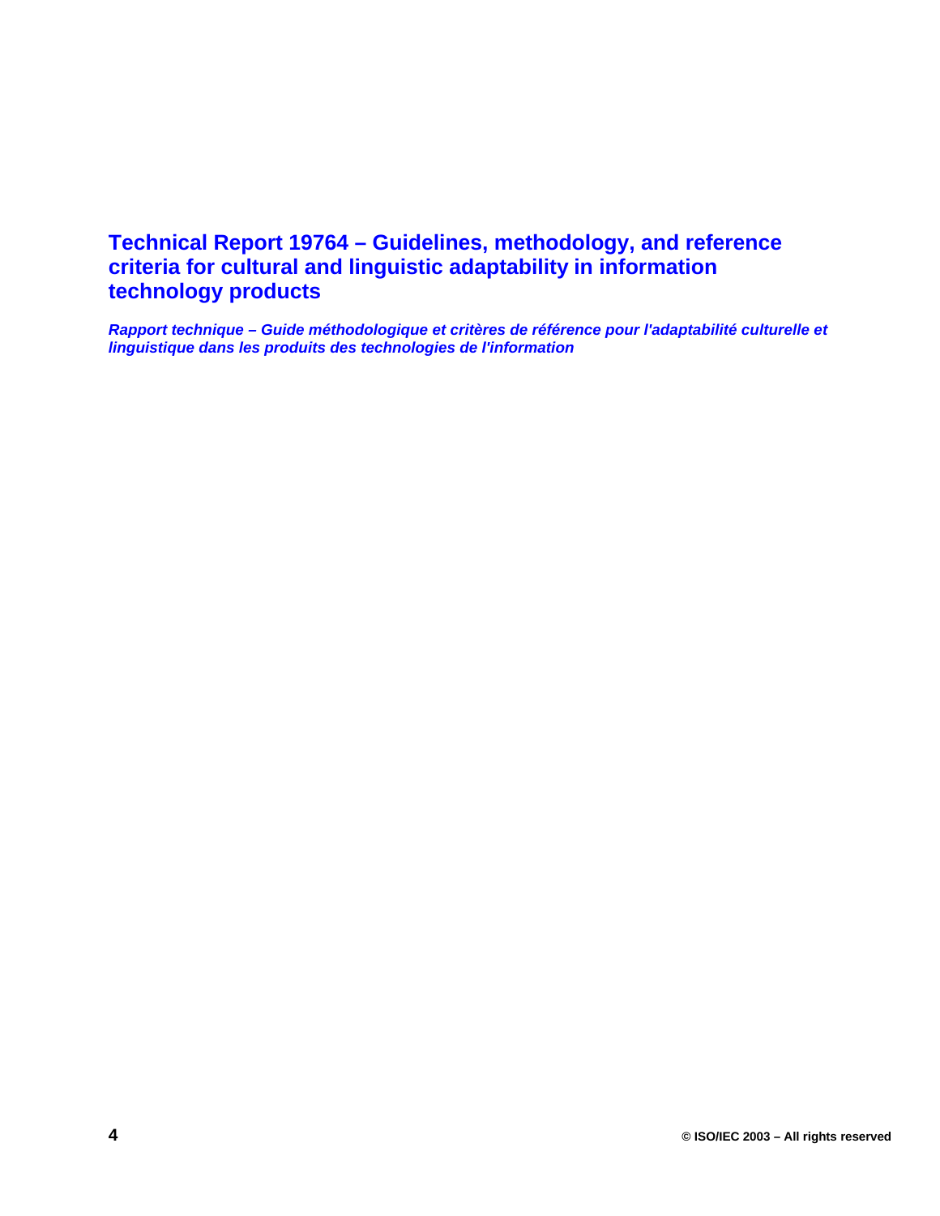# Technical Report 19764 – Guidelines, methodology, and reference criteria for cultural and linguistic adaptability in information technology products

***Rapport technique – Guide méthodologique et critères de référence pour l'adaptabilité culturelle et linguistique dans les produits des technologies de l'information***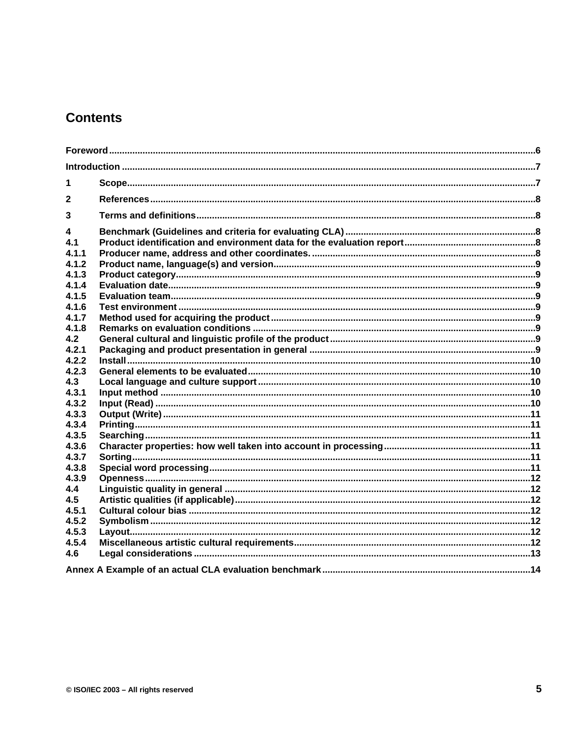# Contents

Foreword ..... 6

Introduction ..... 7

1 Scope ..... 7

2 References ..... 8

3 Terms and definitions ..... 8

4 Benchmark (Guidelines and criteria for evaluating CLA) ..... 8
4.1 Product identification and environment data for the evaluation report ..... 8
4.1.1 Producer name, address and other coordinates. ..... 8
4.1.2 Product name, language(s) and version ..... 9
4.1.3 Product category ..... 9
4.1.4 Evaluation date ..... 9
4.1.5 Evaluation team ..... 9
4.1.6 Test environment ..... 9
4.1.7 Method used for acquiring the product ..... 9
4.1.8 Remarks on evaluation conditions ..... 9
4.2 General cultural and linguistic profile of the product ..... 9
4.2.1 Packaging and product presentation in general ..... 9
4.2.2 Install ..... 10
4.2.3 General elements to be evaluated ..... 10
4.3 Local language and culture support ..... 10
4.3.1 Input method ..... 10
4.3.2 Input (Read) ..... 10
4.3.3 Output (Write) ..... 11
4.3.4 Printing ..... 11
4.3.5 Searching ..... 11
4.3.6 Character properties: how well taken into account in processing ..... 11
4.3.7 Sorting ..... 11
4.3.8 Special word processing ..... 11
4.3.9 Openness ..... 12
4.4 Linguistic quality in general ..... 12
4.5 Artistic qualities (if applicable) ..... 12
4.5.1 Cultural colour bias ..... 12
4.5.2 Symbolism ..... 12
4.5.3 Layout ..... 12
4.5.4 Miscellaneous artistic cultural requirements ..... 12
4.6 Legal considerations ..... 13

Annex A Example of an actual CLA evaluation benchmark ..... 14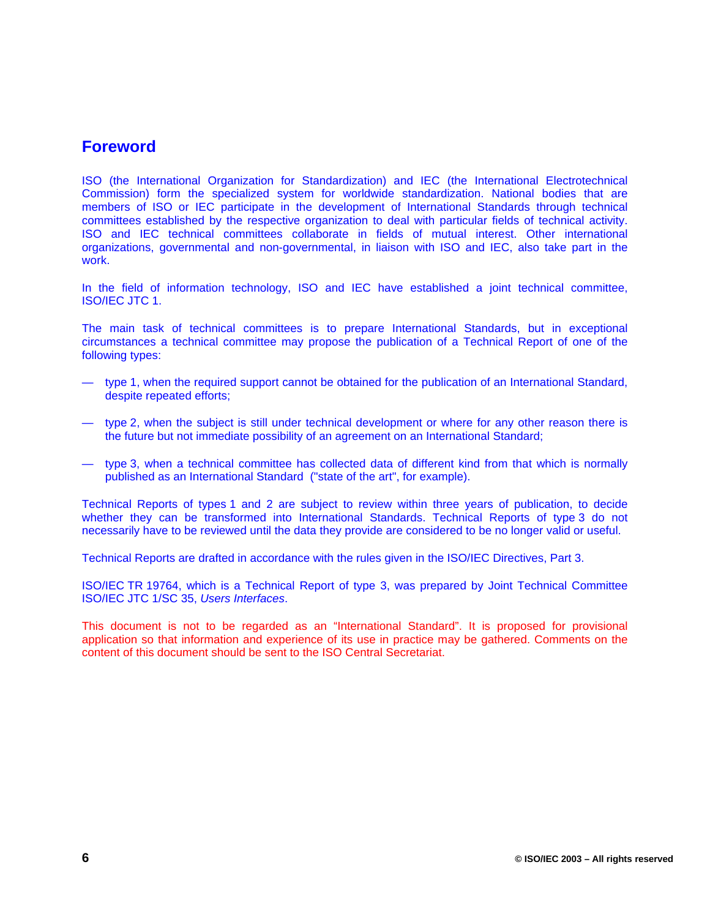## Foreword

ISO (the International Organization for Standardization) and IEC (the International Electrotechnical Commission) form the specialized system for worldwide standardization. National bodies that are members of ISO or IEC participate in the development of International Standards through technical committees established by the respective organization to deal with particular fields of technical activity. ISO and IEC technical committees collaborate in fields of mutual interest. Other international organizations, governmental and non-governmental, in liaison with ISO and IEC, also take part in the work.

In the field of information technology, ISO and IEC have established a joint technical committee, ISO/IEC JTC 1.

The main task of technical committees is to prepare International Standards, but in exceptional circumstances a technical committee may propose the publication of a Technical Report of one of the following types:

- type 1, when the required support cannot be obtained for the publication of an International Standard, despite repeated efforts;
- type 2, when the subject is still under technical development or where for any other reason there is the future but not immediate possibility of an agreement on an International Standard;
- type 3, when a technical committee has collected data of different kind from that which is normally published as an International Standard ("state of the art", for example).

Technical Reports of types 1 and 2 are subject to review within three years of publication, to decide whether they can be transformed into International Standards. Technical Reports of type 3 do not necessarily have to be reviewed until the data they provide are considered to be no longer valid or useful.

Technical Reports are drafted in accordance with the rules given in the ISO/IEC Directives, Part 3.

ISO/IEC TR 19764, which is a Technical Report of type 3, was prepared by Joint Technical Committee ISO/IEC JTC 1/SC 35, *Users Interfaces*.

This document is not to be regarded as an “International Standard”. It is proposed for provisional application so that information and experience of its use in practice may be gathered. Comments on the content of this document should be sent to the ISO Central Secretariat.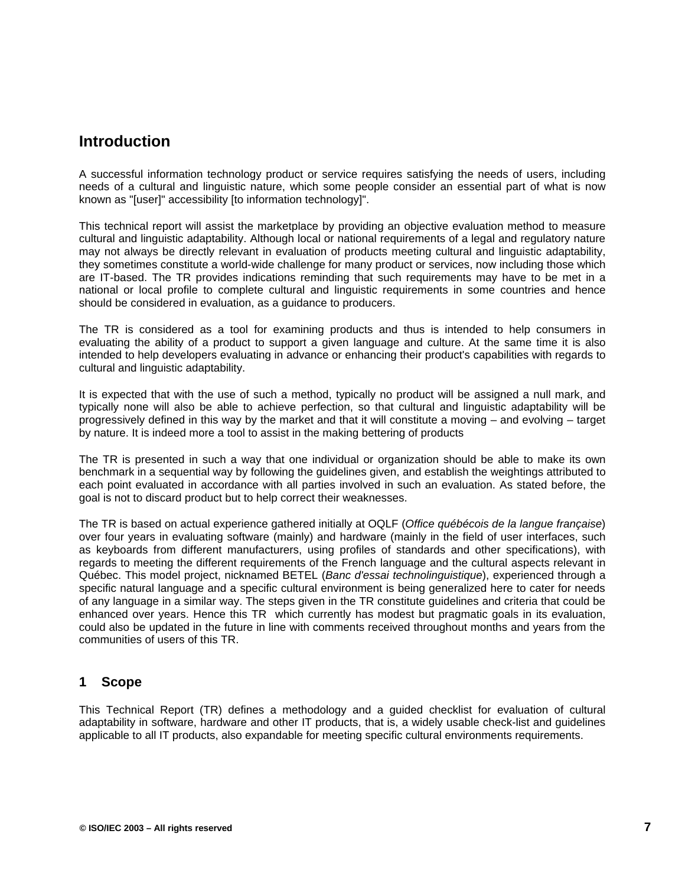# Introduction

A successful information technology product or service requires satisfying the needs of users, including needs of a cultural and linguistic nature, which some people consider an essential part of what is now known as "[user]" accessibility [to information technology]".

This technical report will assist the marketplace by providing an objective evaluation method to measure cultural and linguistic adaptability. Although local or national requirements of a legal and regulatory nature may not always be directly relevant in evaluation of products meeting cultural and linguistic adaptability, they sometimes constitute a world-wide challenge for many product or services, now including those which are IT-based. The TR provides indications reminding that such requirements may have to be met in a national or local profile to complete cultural and linguistic requirements in some countries and hence should be considered in evaluation, as a guidance to producers.

The TR is considered as a tool for examining products and thus is intended to help consumers in evaluating the ability of a product to support a given language and culture. At the same time it is also intended to help developers evaluating in advance or enhancing their product's capabilities with regards to cultural and linguistic adaptability.

It is expected that with the use of such a method, typically no product will be assigned a null mark, and typically none will also be able to achieve perfection, so that cultural and linguistic adaptability will be progressively defined in this way by the market and that it will constitute a moving – and evolving – target by nature. It is indeed more a tool to assist in the making bettering of products

The TR is presented in such a way that one individual or organization should be able to make its own benchmark in a sequential way by following the guidelines given, and establish the weightings attributed to each point evaluated in accordance with all parties involved in such an evaluation. As stated before, the goal is not to discard product but to help correct their weaknesses.

The TR is based on actual experience gathered initially at OQLF (*Office québécois de la langue française*) over four years in evaluating software (mainly) and hardware (mainly in the field of user interfaces, such as keyboards from different manufacturers, using profiles of standards and other specifications), with regards to meeting the different requirements of the French language and the cultural aspects relevant in Québec. This model project, nicknamed BETEL (*Banc d'essai technolinguistique*), experienced through a specific natural language and a specific cultural environment is being generalized here to cater for needs of any language in a similar way. The steps given in the TR constitute guidelines and criteria that could be enhanced over years. Hence this TR which currently has modest but pragmatic goals in its evaluation, could also be updated in the future in line with comments received throughout months and years from the communities of users of this TR.

## 1 Scope

This Technical Report (TR) defines a methodology and a guided checklist for evaluation of cultural adaptability in software, hardware and other IT products, that is, a widely usable check-list and guidelines applicable to all IT products, also expandable for meeting specific cultural environments requirements.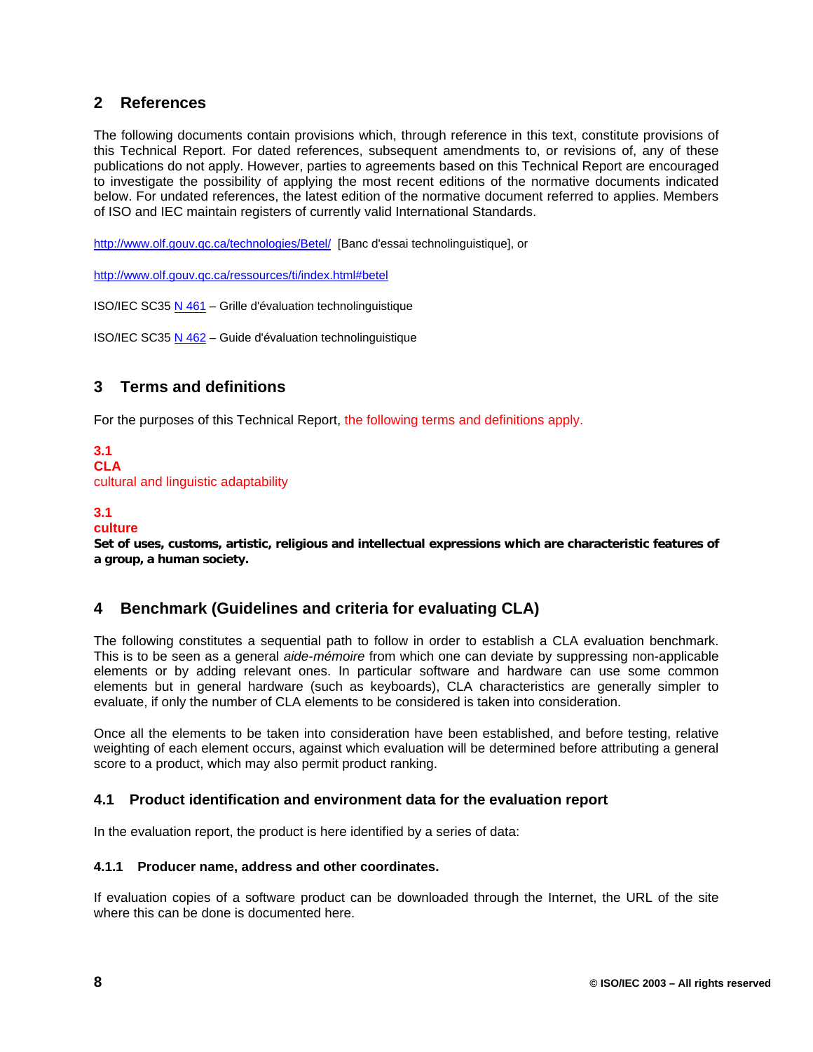## 2 References

The following documents contain provisions which, through reference in this text, constitute provisions of this Technical Report. For dated references, subsequent amendments to, or revisions of, any of these publications do not apply. However, parties to agreements based on this Technical Report are encouraged to investigate the possibility of applying the most recent editions of the normative documents indicated below. For undated references, the latest edition of the normative document referred to applies. Members of ISO and IEC maintain registers of currently valid International Standards.

http://www.olf.gouv.qc.ca/technologies/Betel/ [Banc d'essai technolinguistique], or

http://www.olf.gouv.qc.ca/ressources/ti/index.html#betel

ISO/IEC SC35 N 461 – Grille d'évaluation technolinguistique

ISO/IEC SC35 N 462 – Guide d'évaluation technolinguistique

## 3 Terms and definitions

For the purposes of this Technical Report, the following terms and definitions apply.

**3.1**
**CLA**
cultural and linguistic adaptability

**3.1**
**culture**
**Set of uses, customs, artistic, religious and intellectual expressions which are characteristic features of a group, a human society.**

## 4 Benchmark (Guidelines and criteria for evaluating CLA)

The following constitutes a sequential path to follow in order to establish a CLA evaluation benchmark. This is to be seen as a general *aide-mémoire* from which one can deviate by suppressing non-applicable elements or by adding relevant ones. In particular software and hardware can use some common elements but in general hardware (such as keyboards), CLA characteristics are generally simpler to evaluate, if only the number of CLA elements to be considered is taken into consideration.

Once all the elements to be taken into consideration have been established, and before testing, relative weighting of each element occurs, against which evaluation will be determined before attributing a general score to a product, which may also permit product ranking.

### 4.1 Product identification and environment data for the evaluation report

In the evaluation report, the product is here identified by a series of data:

#### 4.1.1 Producer name, address and other coordinates.

If evaluation copies of a software product can be downloaded through the Internet, the URL of the site where this can be done is documented here.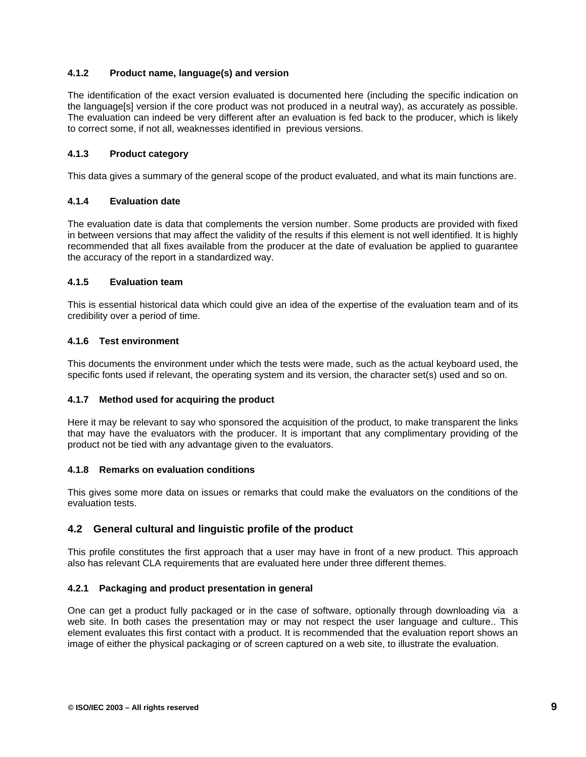#### 4.1.2 Product name, language(s) and version

The identification of the exact version evaluated is documented here (including the specific indication on the language[s] version if the core product was not produced in a neutral way), as accurately as possible. The evaluation can indeed be very different after an evaluation is fed back to the producer, which is likely to correct some, if not all, weaknesses identified in previous versions.

#### 4.1.3 Product category

This data gives a summary of the general scope of the product evaluated, and what its main functions are.

#### 4.1.4 Evaluation date

The evaluation date is data that complements the version number. Some products are provided with fixed in between versions that may affect the validity of the results if this element is not well identified. It is highly recommended that all fixes available from the producer at the date of evaluation be applied to guarantee the accuracy of the report in a standardized way.

#### 4.1.5 Evaluation team

This is essential historical data which could give an idea of the expertise of the evaluation team and of its credibility over a period of time.

#### 4.1.6 Test environment

This documents the environment under which the tests were made, such as the actual keyboard used, the specific fonts used if relevant, the operating system and its version, the character set(s) used and so on.

#### 4.1.7 Method used for acquiring the product

Here it may be relevant to say who sponsored the acquisition of the product, to make transparent the links that may have the evaluators with the producer. It is important that any complimentary providing of the product not be tied with any advantage given to the evaluators.

#### 4.1.8 Remarks on evaluation conditions

This gives some more data on issues or remarks that could make the evaluators on the conditions of the evaluation tests.

### 4.2 General cultural and linguistic profile of the product

This profile constitutes the first approach that a user may have in front of a new product. This approach also has relevant CLA requirements that are evaluated here under three different themes.

#### 4.2.1 Packaging and product presentation in general

One can get a product fully packaged or in the case of software, optionally through downloading via a web site. In both cases the presentation may or may not respect the user language and culture.. This element evaluates this first contact with a product. It is recommended that the evaluation report shows an image of either the physical packaging or of screen captured on a web site, to illustrate the evaluation.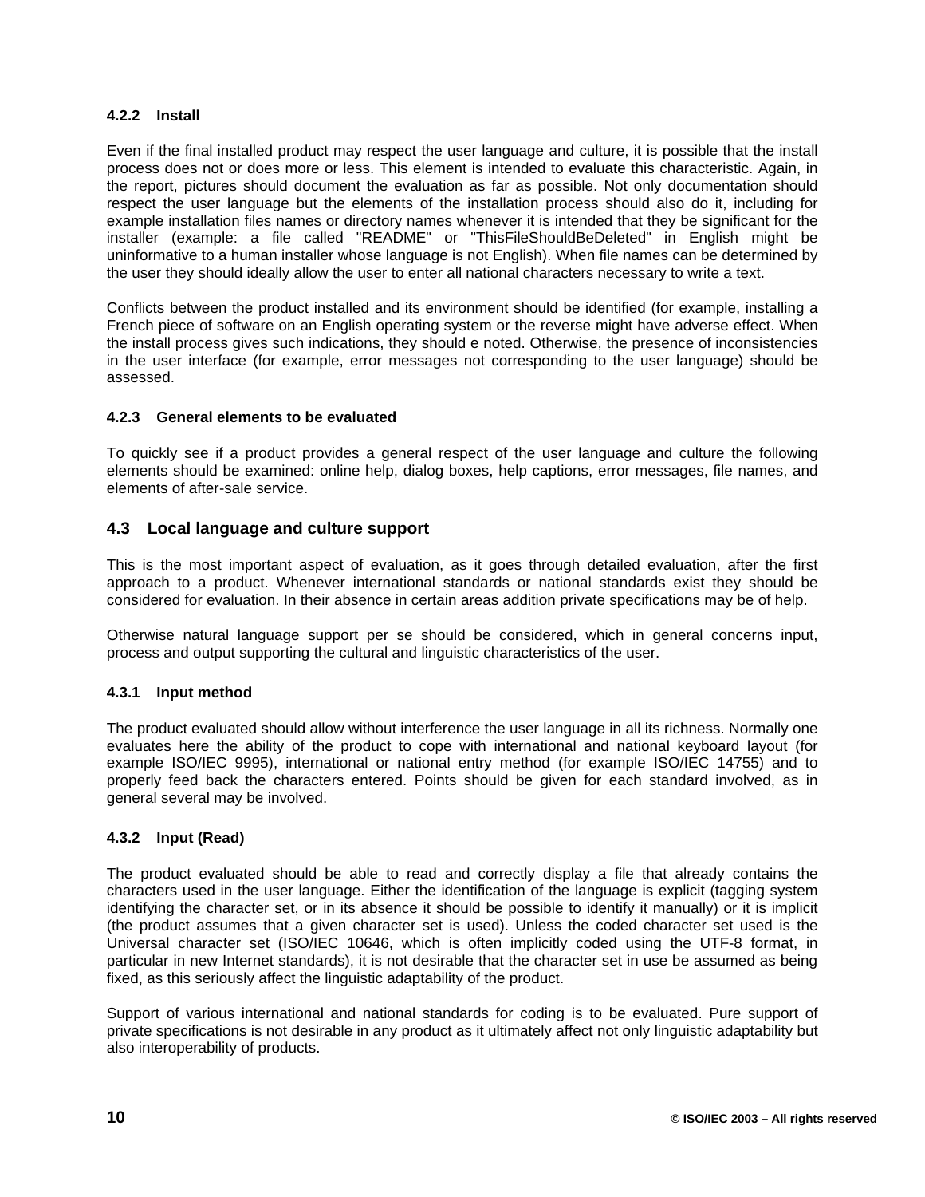#### 4.2.2 Install

Even if the final installed product may respect the user language and culture, it is possible that the install process does not or does more or less. This element is intended to evaluate this characteristic. Again, in the report, pictures should document the evaluation as far as possible. Not only documentation should respect the user language but the elements of the installation process should also do it, including for example installation files names or directory names whenever it is intended that they be significant for the installer (example: a file called "README" or "ThisFileShouldBeDeleted" in English might be uninformative to a human installer whose language is not English). When file names can be determined by the user they should ideally allow the user to enter all national characters necessary to write a text.

Conflicts between the product installed and its environment should be identified (for example, installing a French piece of software on an English operating system or the reverse might have adverse effect. When the install process gives such indications, they should e noted. Otherwise, the presence of inconsistencies in the user interface (for example, error messages not corresponding to the user language) should be assessed.

#### 4.2.3 General elements to be evaluated

To quickly see if a product provides a general respect of the user language and culture the following elements should be examined: online help, dialog boxes, help captions, error messages, file names, and elements of after-sale service.

### 4.3 Local language and culture support

This is the most important aspect of evaluation, as it goes through detailed evaluation, after the first approach to a product. Whenever international standards or national standards exist they should be considered for evaluation. In their absence in certain areas addition private specifications may be of help.

Otherwise natural language support per se should be considered, which in general concerns input, process and output supporting the cultural and linguistic characteristics of the user.

#### 4.3.1 Input method

The product evaluated should allow without interference the user language in all its richness. Normally one evaluates here the ability of the product to cope with international and national keyboard layout (for example ISO/IEC 9995), international or national entry method (for example ISO/IEC 14755) and to properly feed back the characters entered. Points should be given for each standard involved, as in general several may be involved.

#### 4.3.2 Input (Read)

The product evaluated should be able to read and correctly display a file that already contains the characters used in the user language. Either the identification of the language is explicit (tagging system identifying the character set, or in its absence it should be possible to identify it manually) or it is implicit (the product assumes that a given character set is used). Unless the coded character set used is the Universal character set (ISO/IEC 10646, which is often implicitly coded using the UTF-8 format, in particular in new Internet standards), it is not desirable that the character set in use be assumed as being fixed, as this seriously affect the linguistic adaptability of the product.

Support of various international and national standards for coding is to be evaluated. Pure support of private specifications is not desirable in any product as it ultimately affect not only linguistic adaptability but also interoperability of products.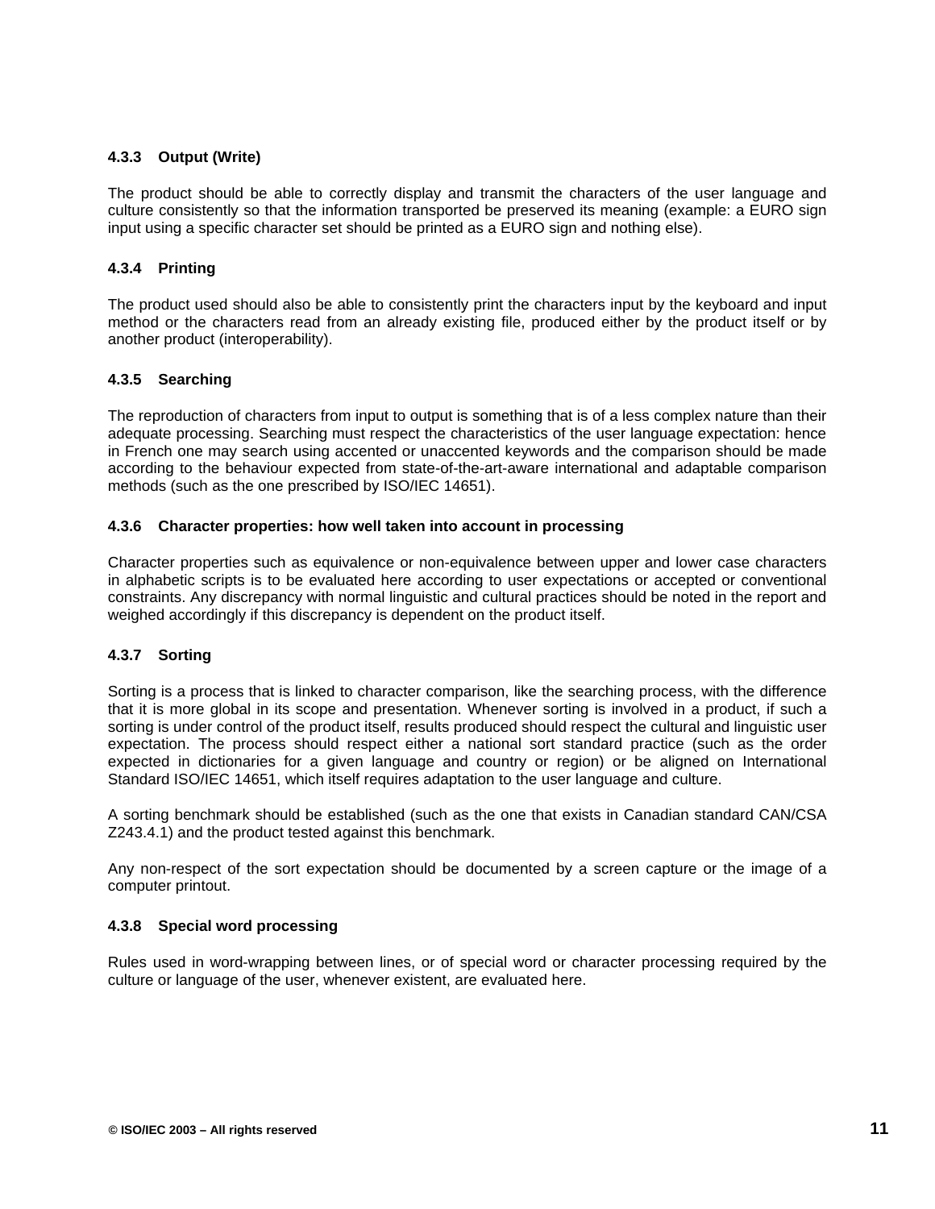#### 4.3.3 Output (Write)

The product should be able to correctly display and transmit the characters of the user language and culture consistently so that the information transported be preserved its meaning (example: a EURO sign input using a specific character set should be printed as a EURO sign and nothing else).

#### 4.3.4 Printing

The product used should also be able to consistently print the characters input by the keyboard and input method or the characters read from an already existing file, produced either by the product itself or by another product (interoperability).

#### 4.3.5 Searching

The reproduction of characters from input to output is something that is of a less complex nature than their adequate processing. Searching must respect the characteristics of the user language expectation: hence in French one may search using accented or unaccented keywords and the comparison should be made according to the behaviour expected from state-of-the-art-aware international and adaptable comparison methods (such as the one prescribed by ISO/IEC 14651).

#### 4.3.6 Character properties: how well taken into account in processing

Character properties such as equivalence or non-equivalence between upper and lower case characters in alphabetic scripts is to be evaluated here according to user expectations or accepted or conventional constraints. Any discrepancy with normal linguistic and cultural practices should be noted in the report and weighed accordingly if this discrepancy is dependent on the product itself.

#### 4.3.7 Sorting

Sorting is a process that is linked to character comparison, like the searching process, with the difference that it is more global in its scope and presentation. Whenever sorting is involved in a product, if such a sorting is under control of the product itself, results produced should respect the cultural and linguistic user expectation. The process should respect either a national sort standard practice (such as the order expected in dictionaries for a given language and country or region) or be aligned on International Standard ISO/IEC 14651, which itself requires adaptation to the user language and culture.

A sorting benchmark should be established (such as the one that exists in Canadian standard CAN/CSA Z243.4.1) and the product tested against this benchmark.

Any non-respect of the sort expectation should be documented by a screen capture or the image of a computer printout.

#### 4.3.8 Special word processing

Rules used in word-wrapping between lines, or of special word or character processing required by the culture or language of the user, whenever existent, are evaluated here.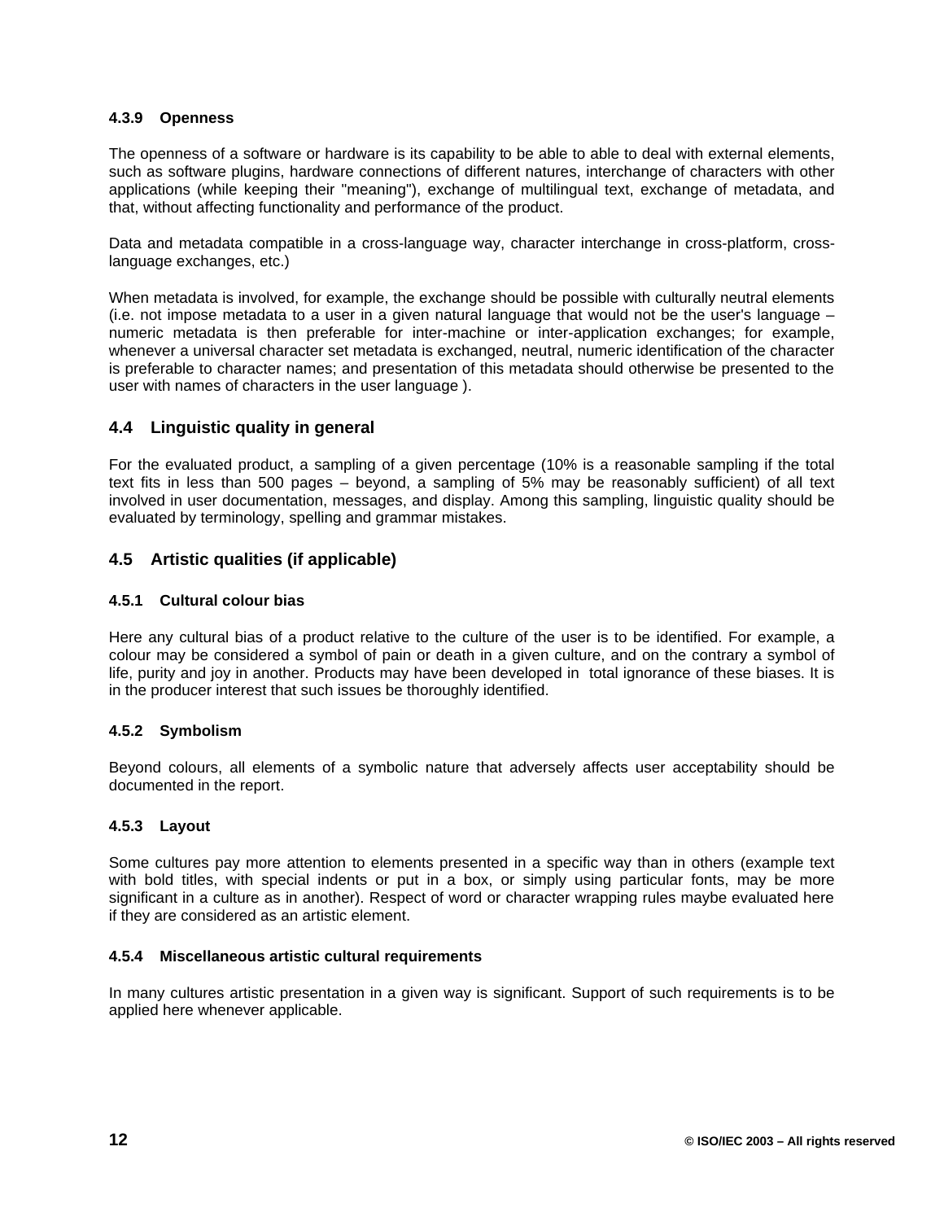#### 4.3.9 Openness

The openness of a software or hardware is its capability to be able to able to deal with external elements, such as software plugins, hardware connections of different natures, interchange of characters with other applications (while keeping their "meaning"), exchange of multilingual text, exchange of metadata, and that, without affecting functionality and performance of the product.

Data and metadata compatible in a cross-language way, character interchange in cross-platform, cross-language exchanges, etc.)

When metadata is involved, for example, the exchange should be possible with culturally neutral elements (i.e. not impose metadata to a user in a given natural language that would not be the user's language – numeric metadata is then preferable for inter-machine or inter-application exchanges; for example, whenever a universal character set metadata is exchanged, neutral, numeric identification of the character is preferable to character names; and presentation of this metadata should otherwise be presented to the user with names of characters in the user language ).

### 4.4 Linguistic quality in general

For the evaluated product, a sampling of a given percentage (10% is a reasonable sampling if the total text fits in less than 500 pages – beyond, a sampling of 5% may be reasonably sufficient) of all text involved in user documentation, messages, and display. Among this sampling, linguistic quality should be evaluated by terminology, spelling and grammar mistakes.

### 4.5 Artistic qualities (if applicable)

#### 4.5.1 Cultural colour bias

Here any cultural bias of a product relative to the culture of the user is to be identified. For example, a colour may be considered a symbol of pain or death in a given culture, and on the contrary a symbol of life, purity and joy in another. Products may have been developed in total ignorance of these biases. It is in the producer interest that such issues be thoroughly identified.

#### 4.5.2 Symbolism

Beyond colours, all elements of a symbolic nature that adversely affects user acceptability should be documented in the report.

#### 4.5.3 Layout

Some cultures pay more attention to elements presented in a specific way than in others (example text with bold titles, with special indents or put in a box, or simply using particular fonts, may be more significant in a culture as in another). Respect of word or character wrapping rules maybe evaluated here if they are considered as an artistic element.

#### 4.5.4 Miscellaneous artistic cultural requirements

In many cultures artistic presentation in a given way is significant. Support of such requirements is to be applied here whenever applicable.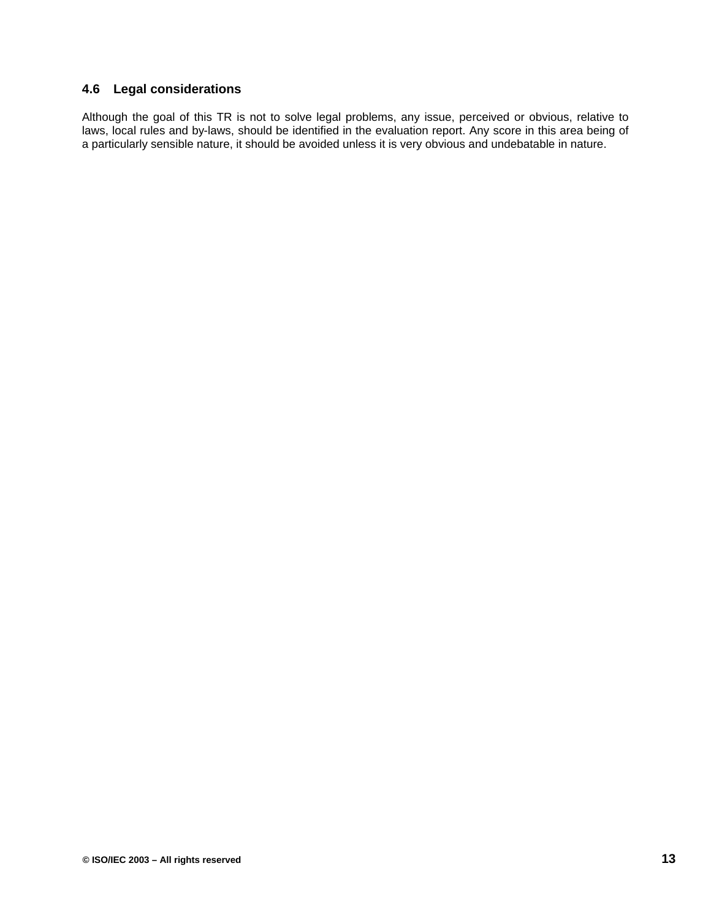### 4.6 Legal considerations

Although the goal of this TR is not to solve legal problems, any issue, perceived or obvious, relative to laws, local rules and by-laws, should be identified in the evaluation report. Any score in this area being of a particularly sensible nature, it should be avoided unless it is very obvious and undebatable in nature.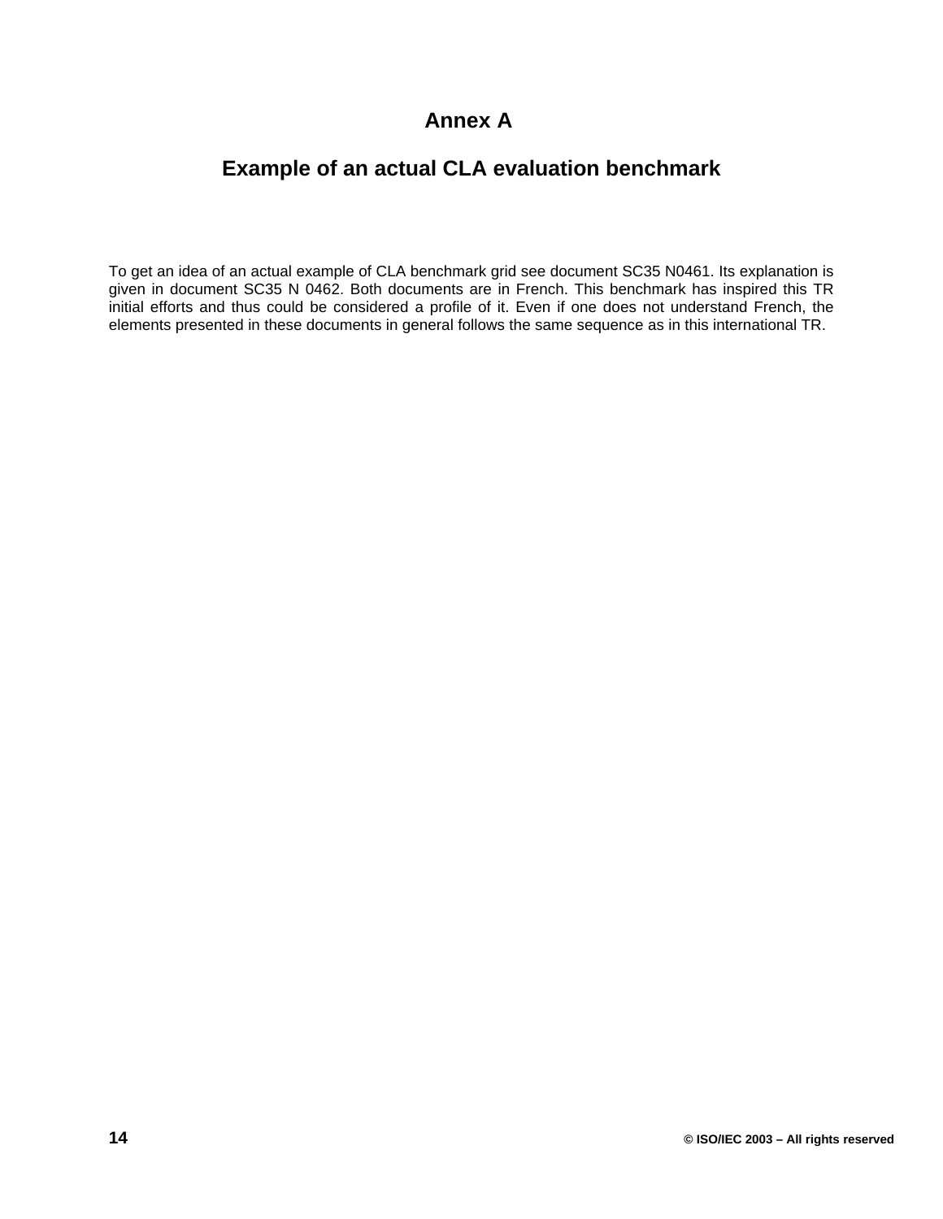# Annex A

## Example of an actual CLA evaluation benchmark

To get an idea of an actual example of CLA benchmark grid see document SC35 N0461. Its explanation is given in document SC35 N 0462. Both documents are in French. This benchmark has inspired this TR initial efforts and thus could be considered a profile of it. Even if one does not understand French, the elements presented in these documents in general follows the same sequence as in this international TR.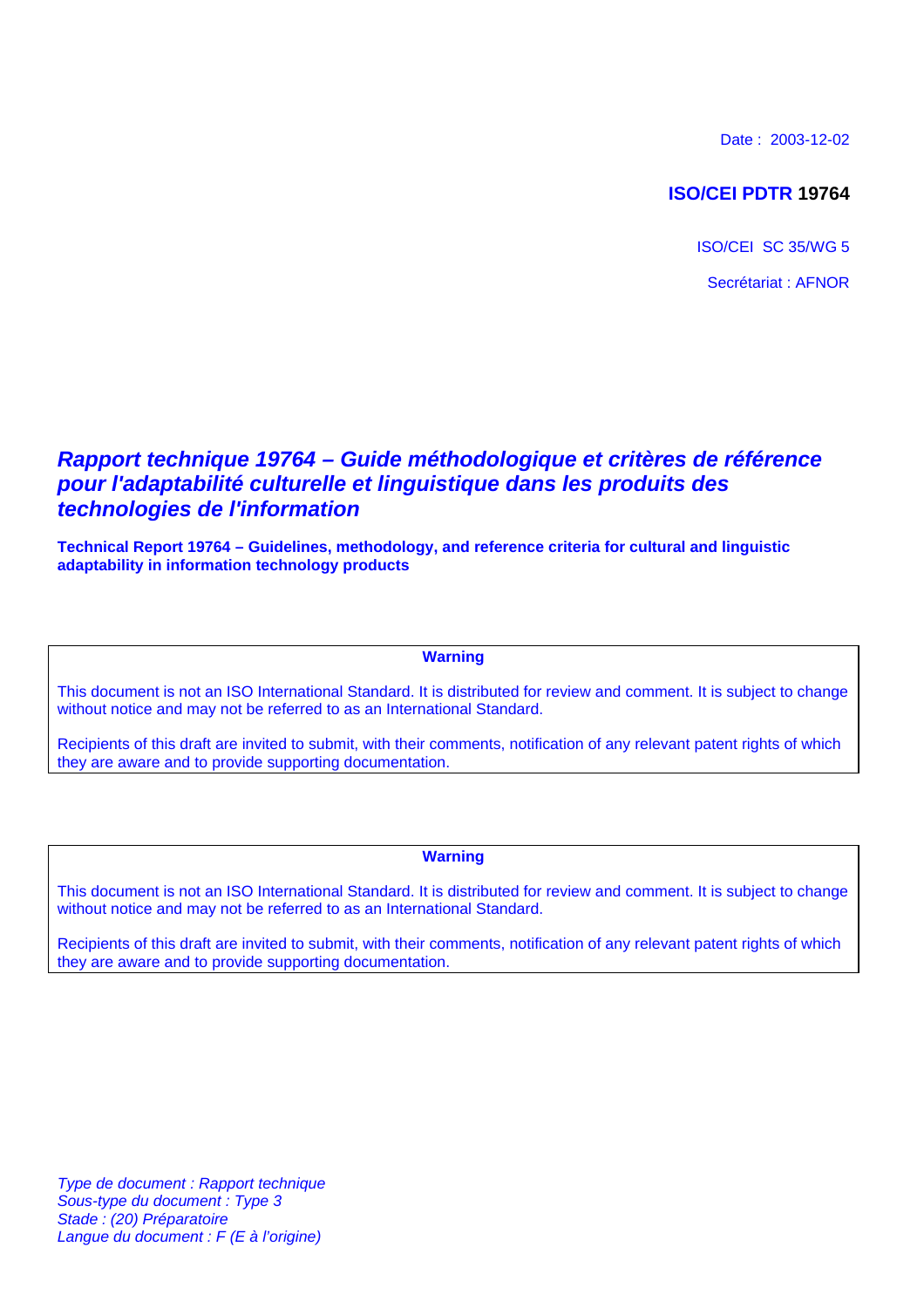Date : 2003-12-02

**ISO/CEI PDTR 19764**

ISO/CEI SC 35/WG 5

Secrétariat : AFNOR

# *Rapport technique 19764 – Guide méthodologique et critères de référence pour l'adaptabilité culturelle et linguistique dans les produits des technologies de l'information*

**Technical Report 19764 – Guidelines, methodology, and reference criteria for cultural and linguistic adaptability in information technology products**

**Warning**

This document is not an ISO International Standard. It is distributed for review and comment. It is subject to change without notice and may not be referred to as an International Standard.

Recipients of this draft are invited to submit, with their comments, notification of any relevant patent rights of which they are aware and to provide supporting documentation.

**Warning**

This document is not an ISO International Standard. It is distributed for review and comment. It is subject to change without notice and may not be referred to as an International Standard.

Recipients of this draft are invited to submit, with their comments, notification of any relevant patent rights of which they are aware and to provide supporting documentation.

*Type de document : Rapport technique*
*Sous-type du document : Type 3*
*Stade : (20) Préparatoire*
*Langue du document : F (E à l'origine)*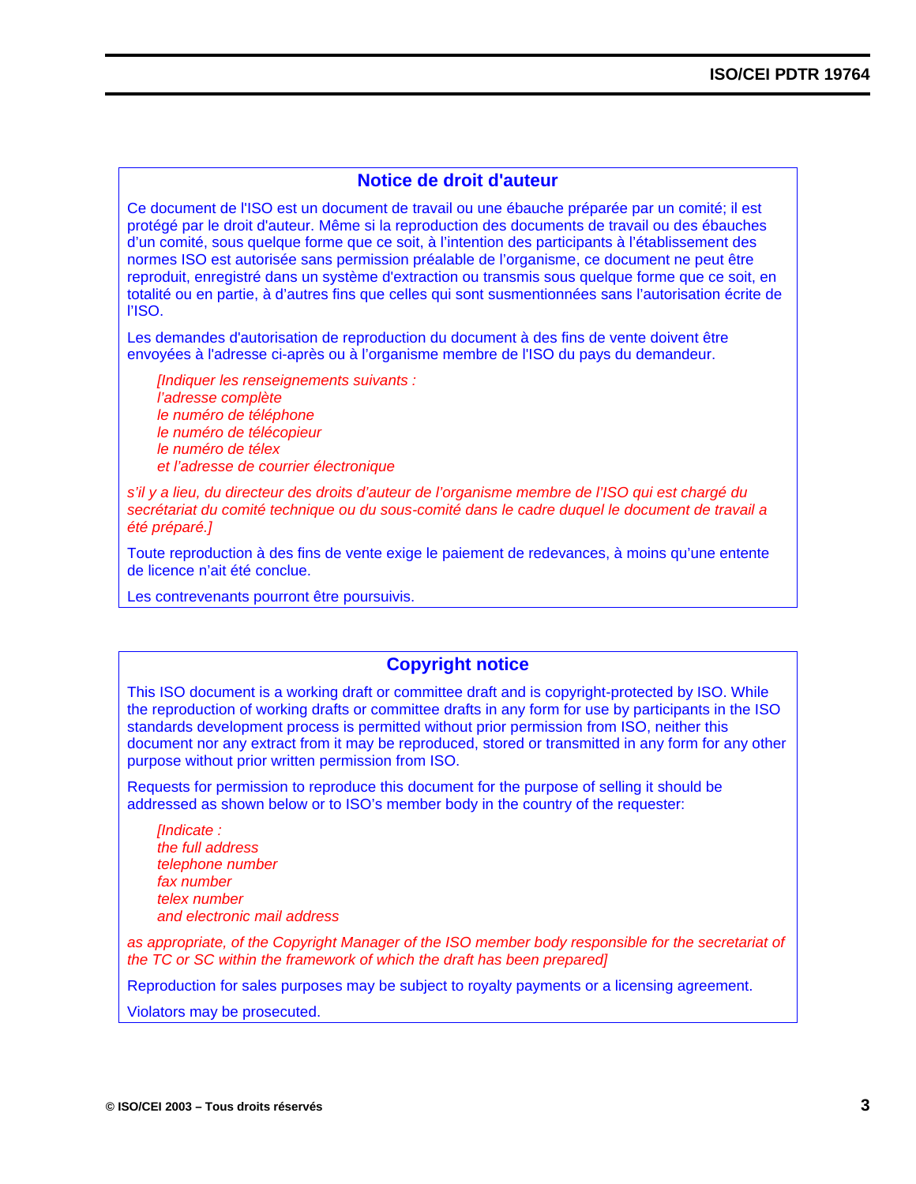## Notice de droit d'auteur

Ce document de l'ISO est un document de travail ou une ébauche préparée par un comité; il est protégé par le droit d'auteur. Même si la reproduction des documents de travail ou des ébauches d'un comité, sous quelque forme que ce soit, à l'intention des participants à l'établissement des normes ISO est autorisée sans permission préalable de l'organisme, ce document ne peut être reproduit, enregistré dans un système d'extraction ou transmis sous quelque forme que ce soit, en totalité ou en partie, à d'autres fins que celles qui sont susmentionnées sans l'autorisation écrite de l'ISO.

Les demandes d'autorisation de reproduction du document à des fins de vente doivent être envoyées à l'adresse ci-après ou à l'organisme membre de l'ISO du pays du demandeur.

> *[Indiquer les renseignements suivants :*
> *l'adresse complète*
> *le numéro de téléphone*
> *le numéro de télécopieur*
> *le numéro de télex*
> *et l'adresse de courrier électronique*

*s'il y a lieu, du directeur des droits d'auteur de l'organisme membre de l'ISO qui est chargé du secrétariat du comité technique ou du sous-comité dans le cadre duquel le document de travail a été préparé.]*

Toute reproduction à des fins de vente exige le paiement de redevances, à moins qu'une entente de licence n'ait été conclue.

Les contrevenants pourront être poursuivis.

## Copyright notice

This ISO document is a working draft or committee draft and is copyright-protected by ISO. While the reproduction of working drafts or committee drafts in any form for use by participants in the ISO standards development process is permitted without prior permission from ISO, neither this document nor any extract from it may be reproduced, stored or transmitted in any form for any other purpose without prior written permission from ISO.

Requests for permission to reproduce this document for the purpose of selling it should be addressed as shown below or to ISO's member body in the country of the requester:

> *[Indicate :*
> *the full address*
> *telephone number*
> *fax number*
> *telex number*
> *and electronic mail address*

*as appropriate, of the Copyright Manager of the ISO member body responsible for the secretariat of the TC or SC within the framework of which the draft has been prepared]*

Reproduction for sales purposes may be subject to royalty payments or a licensing agreement.

Violators may be prosecuted.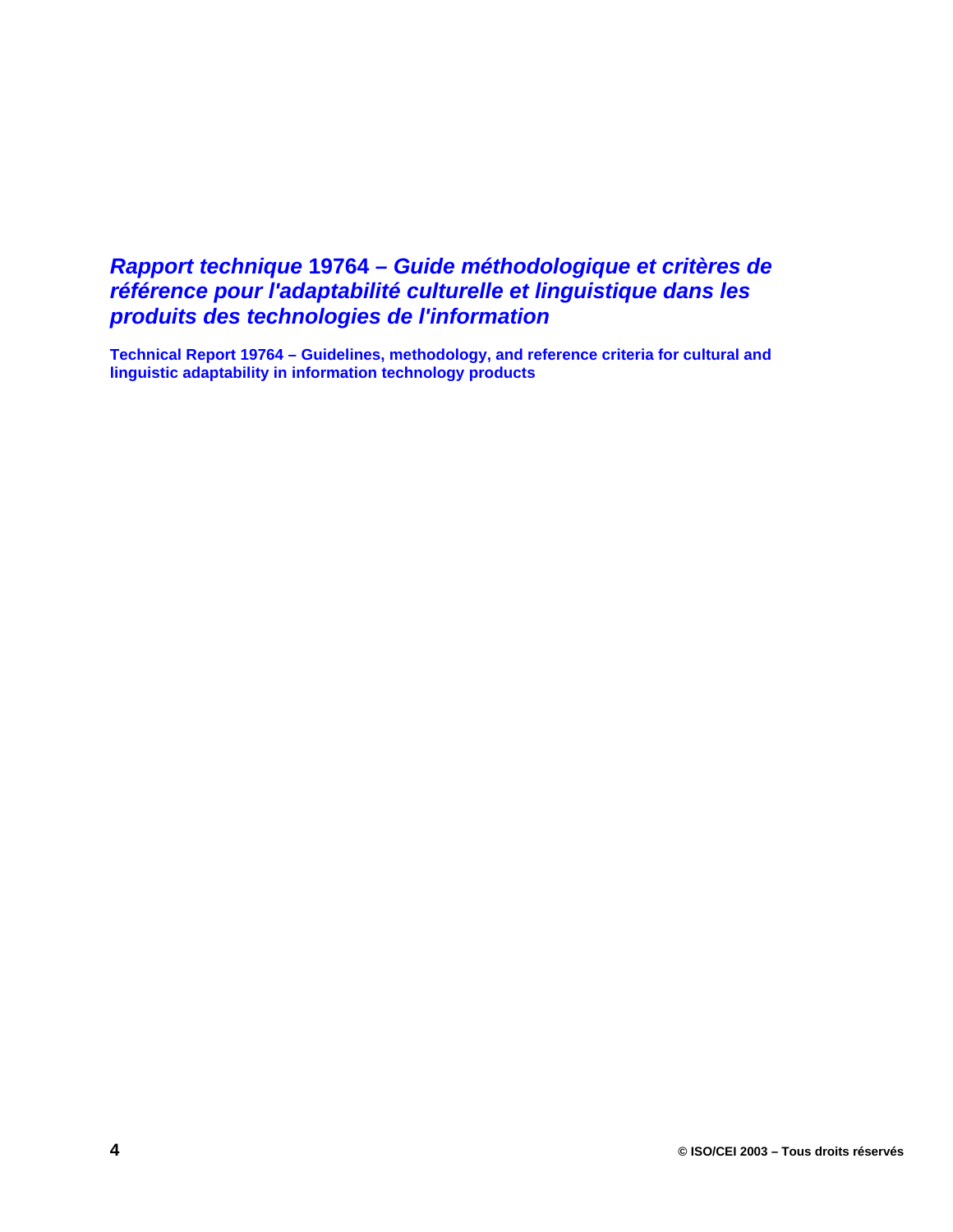# *Rapport technique* 19764 – *Guide méthodologique et critères de référence pour l'adaptabilité culturelle et linguistique dans les produits des technologies de l'information*

**Technical Report 19764 – Guidelines, methodology, and reference criteria for cultural and linguistic adaptability in information technology products**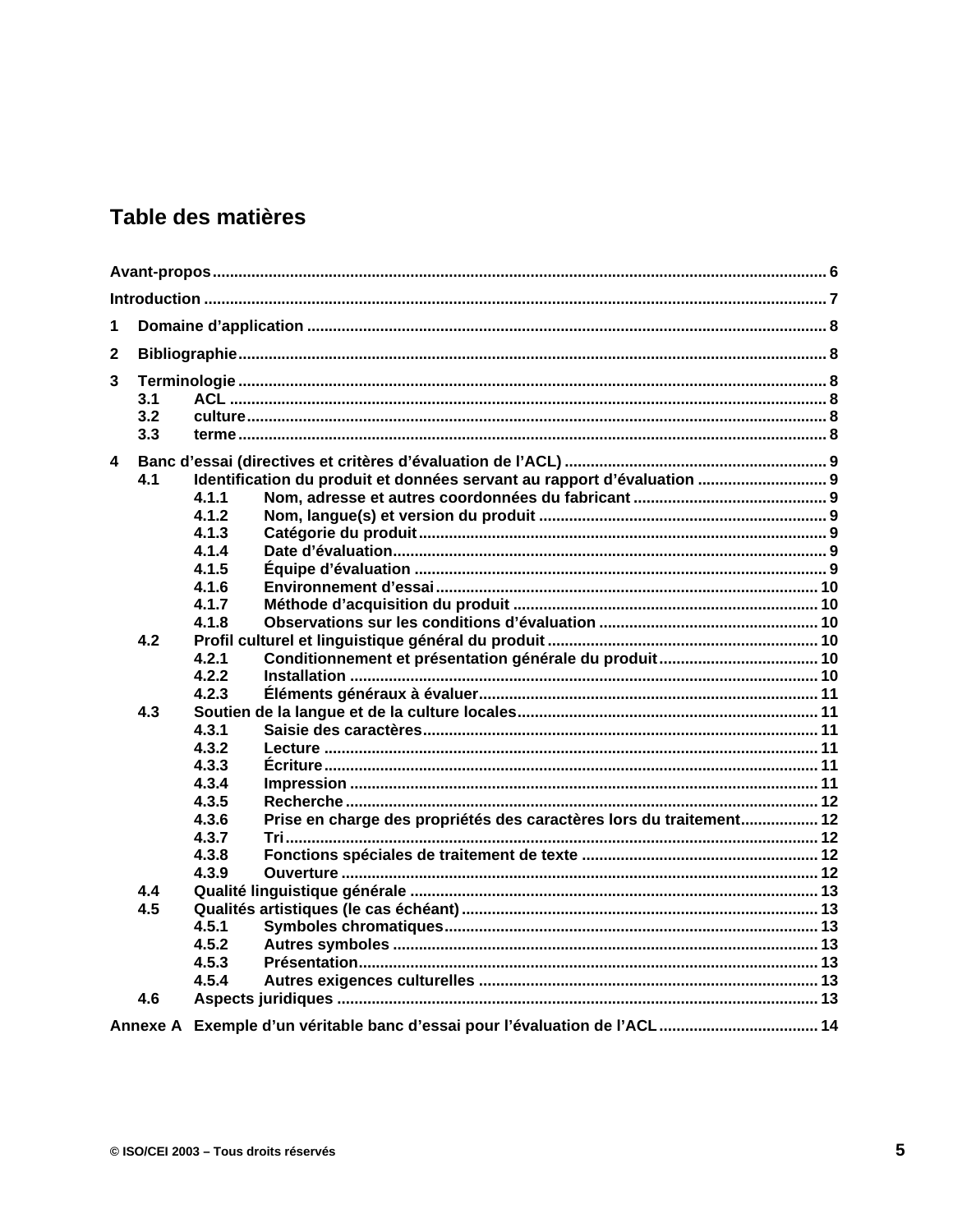# Table des matières

Avant-propos ... 6

Introduction ... 7

1 Domaine d'application ... 8

2 Bibliographie ... 8

3 Terminologie ... 8
- 3.1 ACL ... 8
- 3.2 culture ... 8
- 3.3 terme ... 8

4 Banc d'essai (directives et critères d'évaluation de l'ACL) ... 9
- 4.1 Identification du produit et données servant au rapport d'évaluation ... 9
  - 4.1.1 Nom, adresse et autres coordonnées du fabricant ... 9
  - 4.1.2 Nom, langue(s) et version du produit ... 9
  - 4.1.3 Catégorie du produit ... 9
  - 4.1.4 Date d'évaluation ... 9
  - 4.1.5 Équipe d'évaluation ... 9
  - 4.1.6 Environnement d'essai ... 10
  - 4.1.7 Méthode d'acquisition du produit ... 10
  - 4.1.8 Observations sur les conditions d'évaluation ... 10
- 4.2 Profil culturel et linguistique général du produit ... 10
  - 4.2.1 Conditionnement et présentation générale du produit ... 10
  - 4.2.2 Installation ... 10
  - 4.2.3 Éléments généraux à évaluer ... 11
- 4.3 Soutien de la langue et de la culture locales ... 11
  - 4.3.1 Saisie des caractères ... 11
  - 4.3.2 Lecture ... 11
  - 4.3.3 Écriture ... 11
  - 4.3.4 Impression ... 11
  - 4.3.5 Recherche ... 12
  - 4.3.6 Prise en charge des propriétés des caractères lors du traitement ... 12
  - 4.3.7 Tri ... 12
  - 4.3.8 Fonctions spéciales de traitement de texte ... 12
  - 4.3.9 Ouverture ... 12
- 4.4 Qualité linguistique générale ... 13
- 4.5 Qualités artistiques (le cas échéant) ... 13
  - 4.5.1 Symboles chromatiques ... 13
  - 4.5.2 Autres symboles ... 13
  - 4.5.3 Présentation ... 13
  - 4.5.4 Autres exigences culturelles ... 13
- 4.6 Aspects juridiques ... 13

Annexe A Exemple d'un véritable banc d'essai pour l'évaluation de l'ACL ... 14

© ISO/CEI 2003 – Tous droits réservés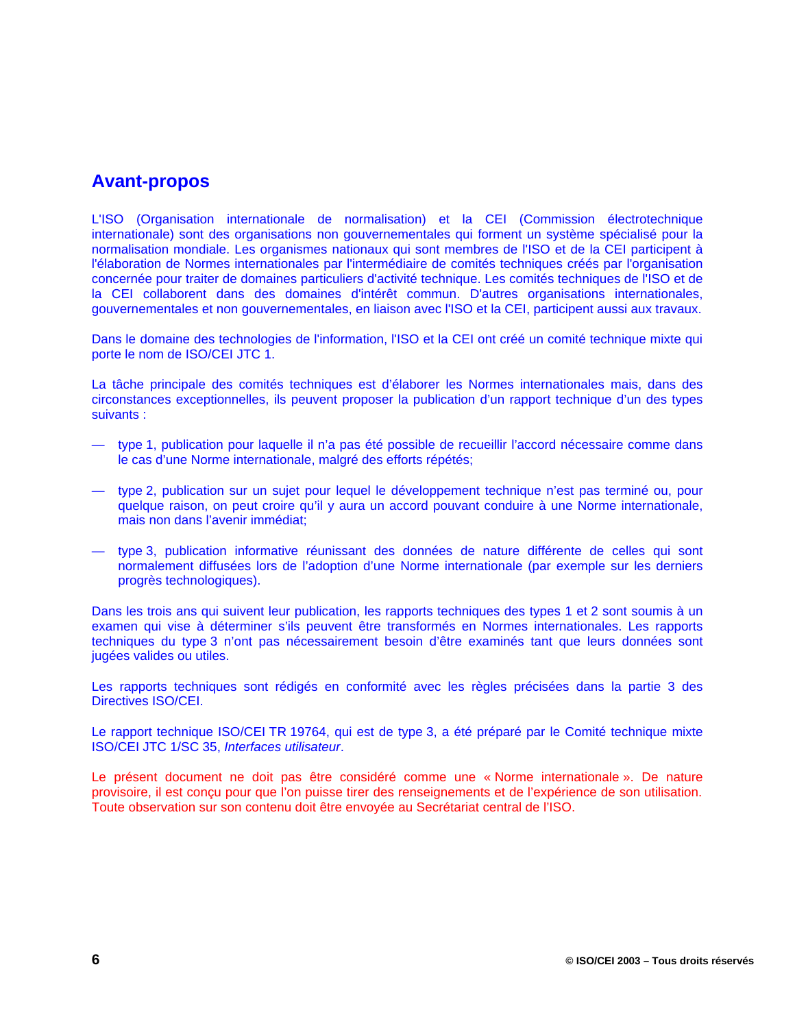## Avant-propos

L'ISO (Organisation internationale de normalisation) et la CEI (Commission électrotechnique internationale) sont des organisations non gouvernementales qui forment un système spécialisé pour la normalisation mondiale. Les organismes nationaux qui sont membres de l'ISO et de la CEI participent à l'élaboration de Normes internationales par l'intermédiaire de comités techniques créés par l'organisation concernée pour traiter de domaines particuliers d'activité technique. Les comités techniques de l'ISO et de la CEI collaborent dans des domaines d'intérêt commun. D'autres organisations internationales, gouvernementales et non gouvernementales, en liaison avec l'ISO et la CEI, participent aussi aux travaux.

Dans le domaine des technologies de l'information, l'ISO et la CEI ont créé un comité technique mixte qui porte le nom de ISO/CEI JTC 1.

La tâche principale des comités techniques est d'élaborer les Normes internationales mais, dans des circonstances exceptionnelles, ils peuvent proposer la publication d'un rapport technique d'un des types suivants :

— type 1, publication pour laquelle il n'a pas été possible de recueillir l'accord nécessaire comme dans le cas d'une Norme internationale, malgré des efforts répétés;

— type 2, publication sur un sujet pour lequel le développement technique n'est pas terminé ou, pour quelque raison, on peut croire qu'il y aura un accord pouvant conduire à une Norme internationale, mais non dans l'avenir immédiat;

— type 3, publication informative réunissant des données de nature différente de celles qui sont normalement diffusées lors de l'adoption d'une Norme internationale (par exemple sur les derniers progrès technologiques).

Dans les trois ans qui suivent leur publication, les rapports techniques des types 1 et 2 sont soumis à un examen qui vise à déterminer s'ils peuvent être transformés en Normes internationales. Les rapports techniques du type 3 n'ont pas nécessairement besoin d'être examinés tant que leurs données sont jugées valides ou utiles.

Les rapports techniques sont rédigés en conformité avec les règles précisées dans la partie 3 des Directives ISO/CEI.

Le rapport technique ISO/CEI TR 19764, qui est de type 3, a été préparé par le Comité technique mixte ISO/CEI JTC 1/SC 35, *Interfaces utilisateur*.

Le présent document ne doit pas être considéré comme une « Norme internationale ». De nature provisoire, il est conçu pour que l'on puisse tirer des renseignements et de l'expérience de son utilisation. Toute observation sur son contenu doit être envoyée au Secrétariat central de l'ISO.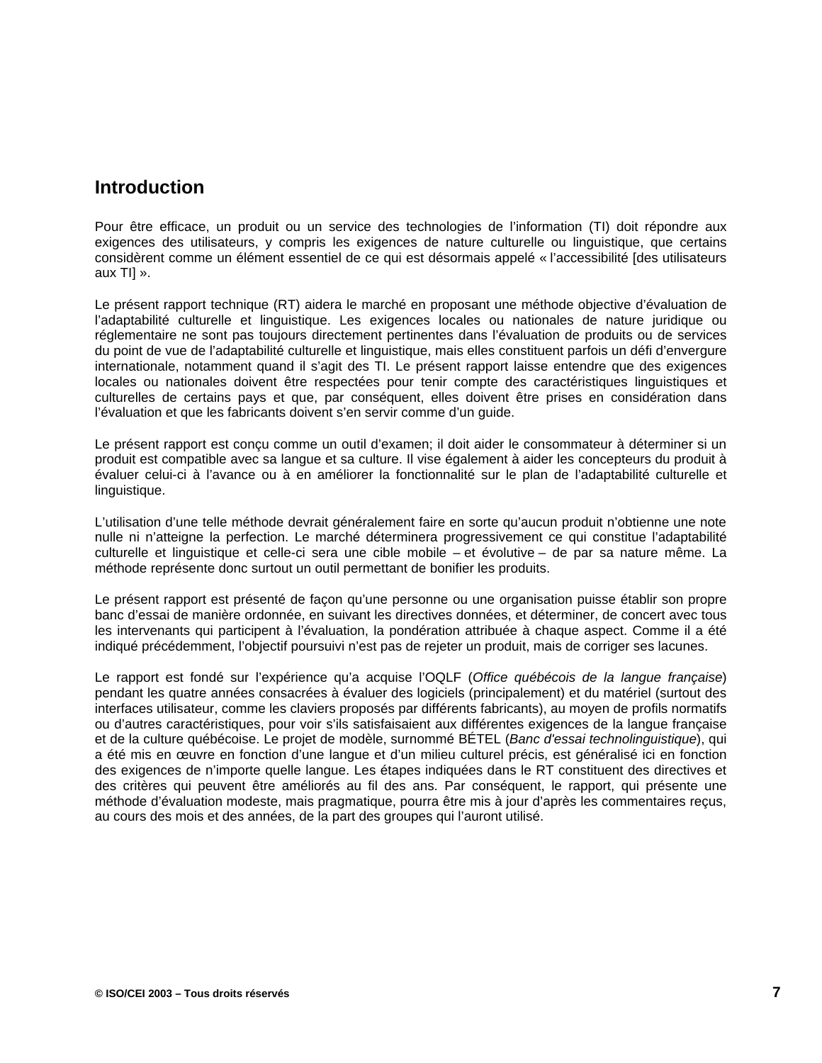# Introduction

Pour être efficace, un produit ou un service des technologies de l'information (TI) doit répondre aux exigences des utilisateurs, y compris les exigences de nature culturelle ou linguistique, que certains considèrent comme un élément essentiel de ce qui est désormais appelé « l'accessibilité [des utilisateurs aux TI] ».

Le présent rapport technique (RT) aidera le marché en proposant une méthode objective d'évaluation de l'adaptabilité culturelle et linguistique. Les exigences locales ou nationales de nature juridique ou réglementaire ne sont pas toujours directement pertinentes dans l'évaluation de produits ou de services du point de vue de l'adaptabilité culturelle et linguistique, mais elles constituent parfois un défi d'envergure internationale, notamment quand il s'agit des TI. Le présent rapport laisse entendre que des exigences locales ou nationales doivent être respectées pour tenir compte des caractéristiques linguistiques et culturelles de certains pays et que, par conséquent, elles doivent être prises en considération dans l'évaluation et que les fabricants doivent s'en servir comme d'un guide.

Le présent rapport est conçu comme un outil d'examen; il doit aider le consommateur à déterminer si un produit est compatible avec sa langue et sa culture. Il vise également à aider les concepteurs du produit à évaluer celui-ci à l'avance ou à en améliorer la fonctionnalité sur le plan de l'adaptabilité culturelle et linguistique.

L'utilisation d'une telle méthode devrait généralement faire en sorte qu'aucun produit n'obtienne une note nulle ni n'atteigne la perfection. Le marché déterminera progressivement ce qui constitue l'adaptabilité culturelle et linguistique et celle-ci sera une cible mobile – et évolutive – de par sa nature même. La méthode représente donc surtout un outil permettant de bonifier les produits.

Le présent rapport est présenté de façon qu'une personne ou une organisation puisse établir son propre banc d'essai de manière ordonnée, en suivant les directives données, et déterminer, de concert avec tous les intervenants qui participent à l'évaluation, la pondération attribuée à chaque aspect. Comme il a été indiqué précédemment, l'objectif poursuivi n'est pas de rejeter un produit, mais de corriger ses lacunes.

Le rapport est fondé sur l'expérience qu'a acquise l'OQLF (*Office québécois de la langue française*) pendant les quatre années consacrées à évaluer des logiciels (principalement) et du matériel (surtout des interfaces utilisateur, comme les claviers proposés par différents fabricants), au moyen de profils normatifs ou d'autres caractéristiques, pour voir s'ils satisfaisaient aux différentes exigences de la langue française et de la culture québécoise. Le projet de modèle, surnommé BÉTEL (*Banc d'essai technolinguistique*), qui a été mis en œuvre en fonction d'une langue et d'un milieu culturel précis, est généralisé ici en fonction des exigences de n'importe quelle langue. Les étapes indiquées dans le RT constituent des directives et des critères qui peuvent être améliorés au fil des ans. Par conséquent, le rapport, qui présente une méthode d'évaluation modeste, mais pragmatique, pourra être mis à jour d'après les commentaires reçus, au cours des mois et des années, de la part des groupes qui l'auront utilisé.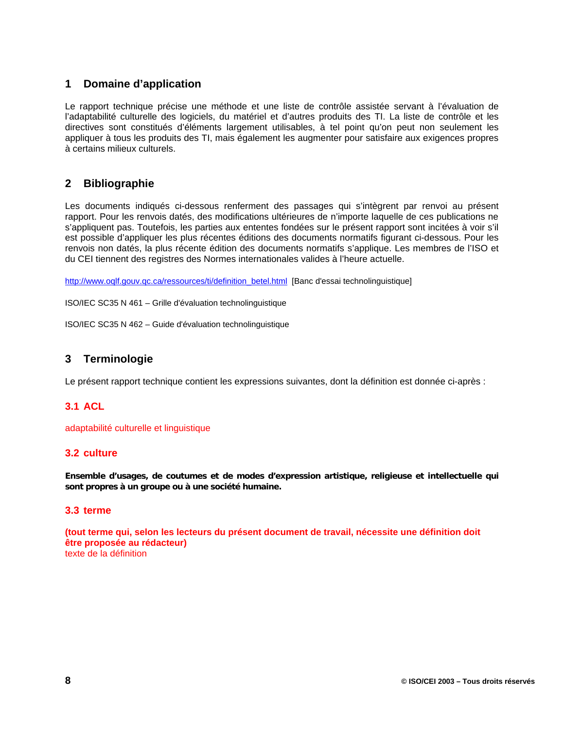# 1 Domaine d'application

Le rapport technique précise une méthode et une liste de contrôle assistée servant à l'évaluation de l'adaptabilité culturelle des logiciels, du matériel et d'autres produits des TI. La liste de contrôle et les directives sont constitués d'éléments largement utilisables, à tel point qu'on peut non seulement les appliquer à tous les produits des TI, mais également les augmenter pour satisfaire aux exigences propres à certains milieux culturels.

# 2 Bibliographie

Les documents indiqués ci-dessous renferment des passages qui s'intègrent par renvoi au présent rapport. Pour les renvois datés, des modifications ultérieures de n'importe laquelle de ces publications ne s'appliquent pas. Toutefois, les parties aux ententes fondées sur le présent rapport sont incitées à voir s'il est possible d'appliquer les plus récentes éditions des documents normatifs figurant ci-dessous. Pour les renvois non datés, la plus récente édition des documents normatifs s'applique. Les membres de l'ISO et du CEI tiennent des registres des Normes internationales valides à l'heure actuelle.

http://www.oqlf.gouv.qc.ca/ressources/ti/definition_betel.html [Banc d'essai technolinguistique]

ISO/IEC SC35 N 461 – Grille d'évaluation technolinguistique

ISO/IEC SC35 N 462 – Guide d'évaluation technolinguistique

# 3 Terminologie

Le présent rapport technique contient les expressions suivantes, dont la définition est donnée ci-après :

## 3.1 ACL

adaptabilité culturelle et linguistique

## 3.2 culture

**Ensemble d'usages, de coutumes et de modes d'expression artistique, religieuse et intellectuelle qui sont propres à un groupe ou à une société humaine.**

## 3.3 terme

**(tout terme qui, selon les lecteurs du présent document de travail, nécessite une définition doit être proposée au rédacteur)**
texte de la définition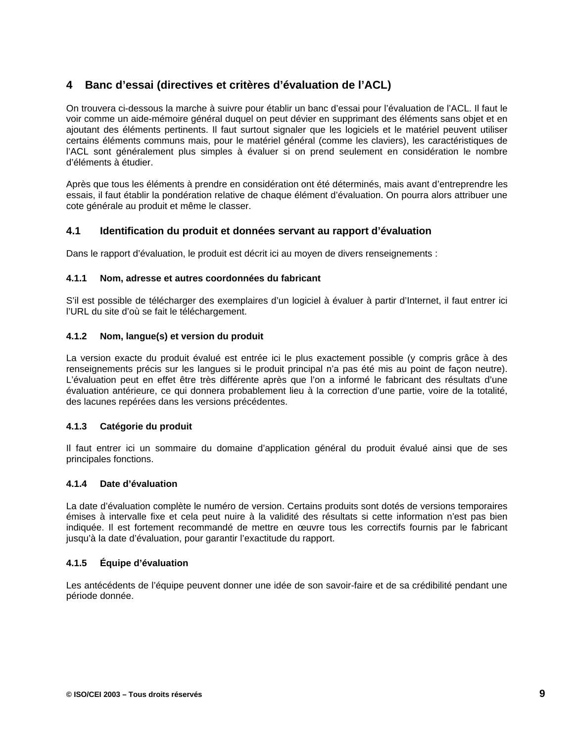## 4 Banc d'essai (directives et critères d'évaluation de l'ACL)

On trouvera ci-dessous la marche à suivre pour établir un banc d'essai pour l'évaluation de l'ACL. Il faut le voir comme un aide-mémoire général duquel on peut dévier en supprimant des éléments sans objet et en ajoutant des éléments pertinents. Il faut surtout signaler que les logiciels et le matériel peuvent utiliser certains éléments communs mais, pour le matériel général (comme les claviers), les caractéristiques de l'ACL sont généralement plus simples à évaluer si on prend seulement en considération le nombre d'éléments à étudier.

Après que tous les éléments à prendre en considération ont été déterminés, mais avant d'entreprendre les essais, il faut établir la pondération relative de chaque élément d'évaluation. On pourra alors attribuer une cote générale au produit et même le classer.

### 4.1 Identification du produit et données servant au rapport d'évaluation

Dans le rapport d'évaluation, le produit est décrit ici au moyen de divers renseignements :

#### 4.1.1 Nom, adresse et autres coordonnées du fabricant

S'il est possible de télécharger des exemplaires d'un logiciel à évaluer à partir d'Internet, il faut entrer ici l'URL du site d'où se fait le téléchargement.

#### 4.1.2 Nom, langue(s) et version du produit

La version exacte du produit évalué est entrée ici le plus exactement possible (y compris grâce à des renseignements précis sur les langues si le produit principal n'a pas été mis au point de façon neutre). L'évaluation peut en effet être très différente après que l'on a informé le fabricant des résultats d'une évaluation antérieure, ce qui donnera probablement lieu à la correction d'une partie, voire de la totalité, des lacunes repérées dans les versions précédentes.

#### 4.1.3 Catégorie du produit

Il faut entrer ici un sommaire du domaine d'application général du produit évalué ainsi que de ses principales fonctions.

#### 4.1.4 Date d'évaluation

La date d'évaluation complète le numéro de version. Certains produits sont dotés de versions temporaires émises à intervalle fixe et cela peut nuire à la validité des résultats si cette information n'est pas bien indiquée. Il est fortement recommandé de mettre en œuvre tous les correctifs fournis par le fabricant jusqu'à la date d'évaluation, pour garantir l'exactitude du rapport.

#### 4.1.5 Équipe d'évaluation

Les antécédents de l'équipe peuvent donner une idée de son savoir-faire et de sa crédibilité pendant une période donnée.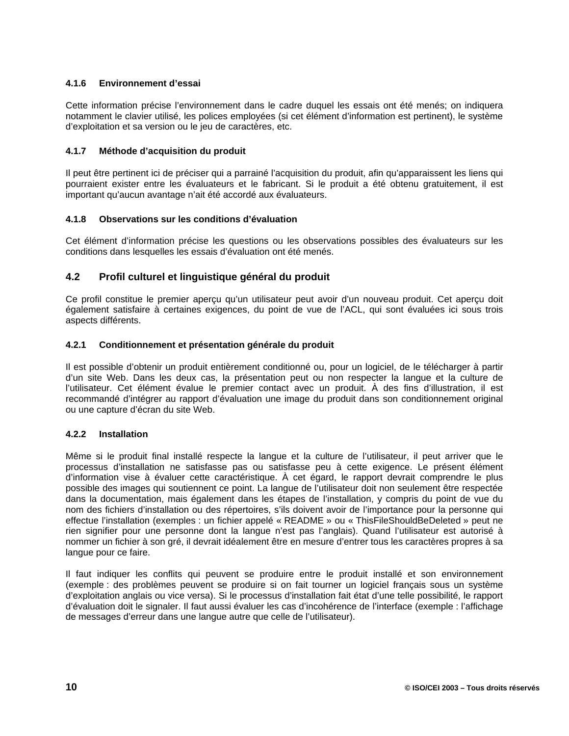#### 4.1.6 Environnement d’essai

Cette information précise l’environnement dans le cadre duquel les essais ont été menés; on indiquera notamment le clavier utilisé, les polices employées (si cet élément d’information est pertinent), le système d’exploitation et sa version ou le jeu de caractères, etc.

#### 4.1.7 Méthode d’acquisition du produit

Il peut être pertinent ici de préciser qui a parrainé l’acquisition du produit, afin qu’apparaissent les liens qui pourraient exister entre les évaluateurs et le fabricant. Si le produit a été obtenu gratuitement, il est important qu’aucun avantage n’ait été accordé aux évaluateurs.

#### 4.1.8 Observations sur les conditions d’évaluation

Cet élément d’information précise les questions ou les observations possibles des évaluateurs sur les conditions dans lesquelles les essais d’évaluation ont été menés.

### 4.2 Profil culturel et linguistique général du produit

Ce profil constitue le premier aperçu qu’un utilisateur peut avoir d’un nouveau produit. Cet aperçu doit également satisfaire à certaines exigences, du point de vue de l’ACL, qui sont évaluées ici sous trois aspects différents.

#### 4.2.1 Conditionnement et présentation générale du produit

Il est possible d’obtenir un produit entièrement conditionné ou, pour un logiciel, de le télécharger à partir d’un site Web. Dans les deux cas, la présentation peut ou non respecter la langue et la culture de l’utilisateur. Cet élément évalue le premier contact avec un produit. À des fins d’illustration, il est recommandé d’intégrer au rapport d’évaluation une image du produit dans son conditionnement original ou une capture d’écran du site Web.

#### 4.2.2 Installation

Même si le produit final installé respecte la langue et la culture de l’utilisateur, il peut arriver que le processus d’installation ne satisfasse pas ou satisfasse peu à cette exigence. Le présent élément d’information vise à évaluer cette caractéristique. À cet égard, le rapport devrait comprendre le plus possible des images qui soutiennent ce point. La langue de l’utilisateur doit non seulement être respectée dans la documentation, mais également dans les étapes de l’installation, y compris du point de vue du nom des fichiers d’installation ou des répertoires, s’ils doivent avoir de l’importance pour la personne qui effectue l’installation (exemples : un fichier appelé « README » ou « ThisFileShouldBeDeleted » peut ne rien signifier pour une personne dont la langue n’est pas l’anglais). Quand l’utilisateur est autorisé à nommer un fichier à son gré, il devrait idéalement être en mesure d’entrer tous les caractères propres à sa langue pour ce faire.

Il faut indiquer les conflits qui peuvent se produire entre le produit installé et son environnement (exemple : des problèmes peuvent se produire si on fait tourner un logiciel français sous un système d’exploitation anglais ou vice versa). Si le processus d’installation fait état d’une telle possibilité, le rapport d’évaluation doit le signaler. Il faut aussi évaluer les cas d’incohérence de l’interface (exemple : l’affichage de messages d’erreur dans une langue autre que celle de l’utilisateur).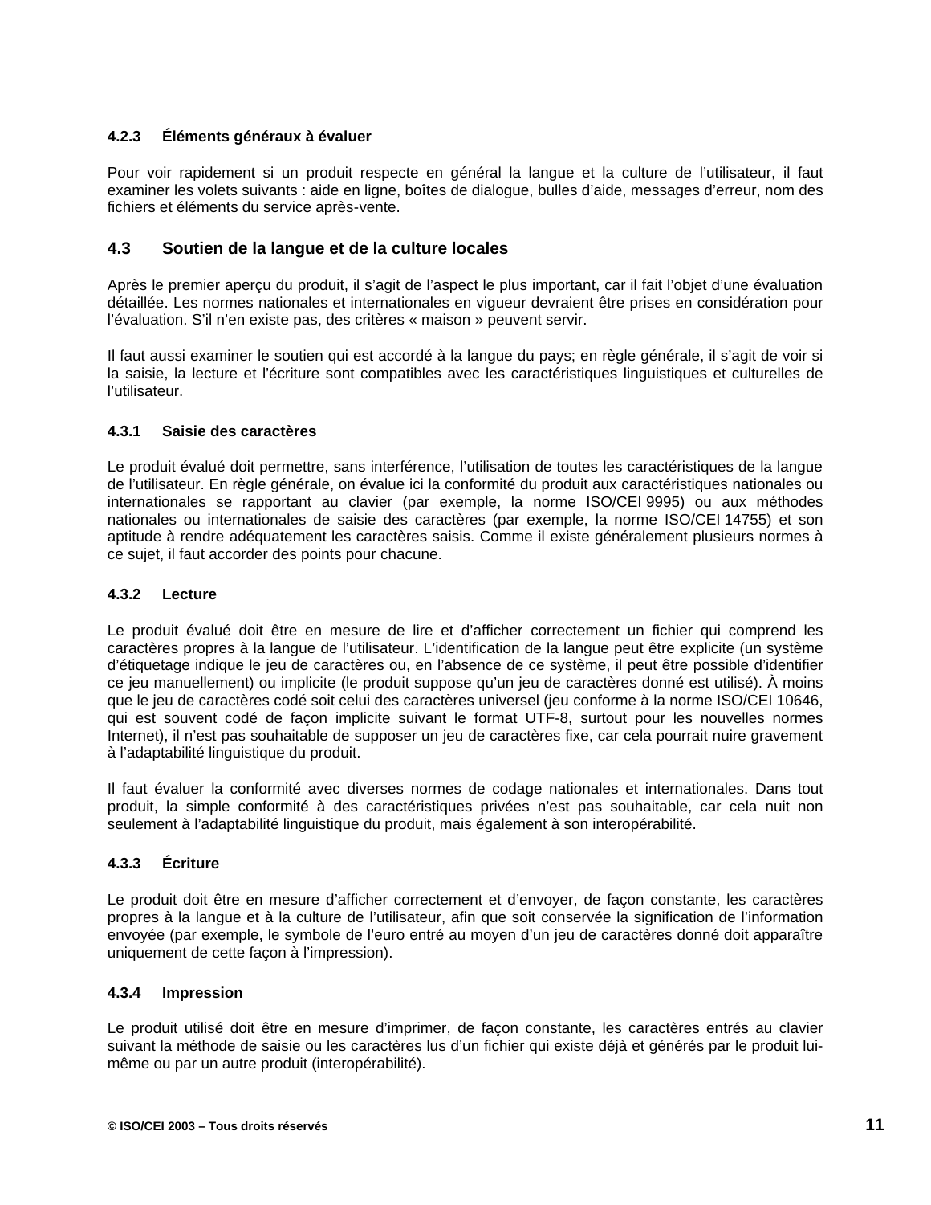#### 4.2.3 Éléments généraux à évaluer

Pour voir rapidement si un produit respecte en général la langue et la culture de l'utilisateur, il faut examiner les volets suivants : aide en ligne, boîtes de dialogue, bulles d'aide, messages d'erreur, nom des fichiers et éléments du service après-vente.

### 4.3 Soutien de la langue et de la culture locales

Après le premier aperçu du produit, il s'agit de l'aspect le plus important, car il fait l'objet d'une évaluation détaillée. Les normes nationales et internationales en vigueur devraient être prises en considération pour l'évaluation. S'il n'en existe pas, des critères « maison » peuvent servir.

Il faut aussi examiner le soutien qui est accordé à la langue du pays; en règle générale, il s'agit de voir si la saisie, la lecture et l'écriture sont compatibles avec les caractéristiques linguistiques et culturelles de l'utilisateur.

#### 4.3.1 Saisie des caractères

Le produit évalué doit permettre, sans interférence, l'utilisation de toutes les caractéristiques de la langue de l'utilisateur. En règle générale, on évalue ici la conformité du produit aux caractéristiques nationales ou internationales se rapportant au clavier (par exemple, la norme ISO/CEI 9995) ou aux méthodes nationales ou internationales de saisie des caractères (par exemple, la norme ISO/CEI 14755) et son aptitude à rendre adéquatement les caractères saisis. Comme il existe généralement plusieurs normes à ce sujet, il faut accorder des points pour chacune.

#### 4.3.2 Lecture

Le produit évalué doit être en mesure de lire et d'afficher correctement un fichier qui comprend les caractères propres à la langue de l'utilisateur. L'identification de la langue peut être explicite (un système d'étiquetage indique le jeu de caractères ou, en l'absence de ce système, il peut être possible d'identifier ce jeu manuellement) ou implicite (le produit suppose qu'un jeu de caractères donné est utilisé). À moins que le jeu de caractères codé soit celui des caractères universel (jeu conforme à la norme ISO/CEI 10646, qui est souvent codé de façon implicite suivant le format UTF-8, surtout pour les nouvelles normes Internet), il n'est pas souhaitable de supposer un jeu de caractères fixe, car cela pourrait nuire gravement à l'adaptabilité linguistique du produit.

Il faut évaluer la conformité avec diverses normes de codage nationales et internationales. Dans tout produit, la simple conformité à des caractéristiques privées n'est pas souhaitable, car cela nuit non seulement à l'adaptabilité linguistique du produit, mais également à son interopérabilité.

#### 4.3.3 Écriture

Le produit doit être en mesure d'afficher correctement et d'envoyer, de façon constante, les caractères propres à la langue et à la culture de l'utilisateur, afin que soit conservée la signification de l'information envoyée (par exemple, le symbole de l'euro entré au moyen d'un jeu de caractères donné doit apparaître uniquement de cette façon à l'impression).

#### 4.3.4 Impression

Le produit utilisé doit être en mesure d'imprimer, de façon constante, les caractères entrés au clavier suivant la méthode de saisie ou les caractères lus d'un fichier qui existe déjà et générés par le produit lui-même ou par un autre produit (interopérabilité).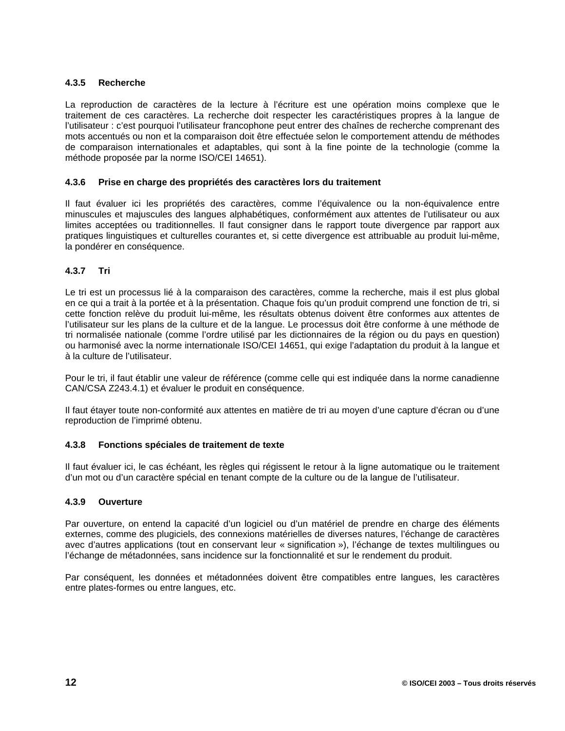#### 4.3.5 Recherche

La reproduction de caractères de la lecture à l’écriture est une opération moins complexe que le traitement de ces caractères. La recherche doit respecter les caractéristiques propres à la langue de l’utilisateur : c’est pourquoi l’utilisateur francophone peut entrer des chaînes de recherche comprenant des mots accentués ou non et la comparaison doit être effectuée selon le comportement attendu de méthodes de comparaison internationales et adaptables, qui sont à la fine pointe de la technologie (comme la méthode proposée par la norme ISO/CEI 14651).

#### 4.3.6 Prise en charge des propriétés des caractères lors du traitement

Il faut évaluer ici les propriétés des caractères, comme l’équivalence ou la non-équivalence entre minuscules et majuscules des langues alphabétiques, conformément aux attentes de l’utilisateur ou aux limites acceptées ou traditionnelles. Il faut consigner dans le rapport toute divergence par rapport aux pratiques linguistiques et culturelles courantes et, si cette divergence est attribuable au produit lui-même, la pondérer en conséquence.

#### 4.3.7 Tri

Le tri est un processus lié à la comparaison des caractères, comme la recherche, mais il est plus global en ce qui a trait à la portée et à la présentation. Chaque fois qu’un produit comprend une fonction de tri, si cette fonction relève du produit lui-même, les résultats obtenus doivent être conformes aux attentes de l’utilisateur sur les plans de la culture et de la langue. Le processus doit être conforme à une méthode de tri normalisée nationale (comme l’ordre utilisé par les dictionnaires de la région ou du pays en question) ou harmonisé avec la norme internationale ISO/CEI 14651, qui exige l’adaptation du produit à la langue et à la culture de l’utilisateur.

Pour le tri, il faut établir une valeur de référence (comme celle qui est indiquée dans la norme canadienne CAN/CSA Z243.4.1) et évaluer le produit en conséquence.

Il faut étayer toute non-conformité aux attentes en matière de tri au moyen d’une capture d’écran ou d’une reproduction de l’imprimé obtenu.

#### 4.3.8 Fonctions spéciales de traitement de texte

Il faut évaluer ici, le cas échéant, les règles qui régissent le retour à la ligne automatique ou le traitement d’un mot ou d’un caractère spécial en tenant compte de la culture ou de la langue de l’utilisateur.

#### 4.3.9 Ouverture

Par ouverture, on entend la capacité d’un logiciel ou d’un matériel de prendre en charge des éléments externes, comme des plugiciels, des connexions matérielles de diverses natures, l’échange de caractères avec d’autres applications (tout en conservant leur « signification »), l’échange de textes multilingues ou l’échange de métadonnées, sans incidence sur la fonctionnalité et sur le rendement du produit.

Par conséquent, les données et métadonnées doivent être compatibles entre langues, les caractères entre plates-formes ou entre langues, etc.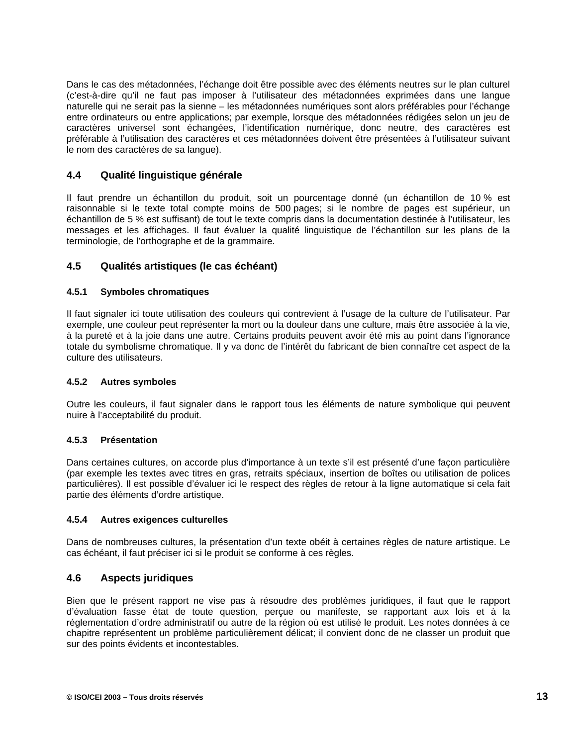Dans le cas des métadonnées, l'échange doit être possible avec des éléments neutres sur le plan culturel (c'est-à-dire qu'il ne faut pas imposer à l'utilisateur des métadonnées exprimées dans une langue naturelle qui ne serait pas la sienne – les métadonnées numériques sont alors préférables pour l'échange entre ordinateurs ou entre applications; par exemple, lorsque des métadonnées rédigées selon un jeu de caractères universel sont échangées, l'identification numérique, donc neutre, des caractères est préférable à l'utilisation des caractères et ces métadonnées doivent être présentées à l'utilisateur suivant le nom des caractères de sa langue).

## 4.4 Qualité linguistique générale

Il faut prendre un échantillon du produit, soit un pourcentage donné (un échantillon de 10 % est raisonnable si le texte total compte moins de 500 pages; si le nombre de pages est supérieur, un échantillon de 5 % est suffisant) de tout le texte compris dans la documentation destinée à l'utilisateur, les messages et les affichages. Il faut évaluer la qualité linguistique de l'échantillon sur les plans de la terminologie, de l'orthographe et de la grammaire.

## 4.5 Qualités artistiques (le cas échéant)

### 4.5.1 Symboles chromatiques

Il faut signaler ici toute utilisation des couleurs qui contrevient à l'usage de la culture de l'utilisateur. Par exemple, une couleur peut représenter la mort ou la douleur dans une culture, mais être associée à la vie, à la pureté et à la joie dans une autre. Certains produits peuvent avoir été mis au point dans l'ignorance totale du symbolisme chromatique. Il y va donc de l'intérêt du fabricant de bien connaître cet aspect de la culture des utilisateurs.

### 4.5.2 Autres symboles

Outre les couleurs, il faut signaler dans le rapport tous les éléments de nature symbolique qui peuvent nuire à l'acceptabilité du produit.

### 4.5.3 Présentation

Dans certaines cultures, on accorde plus d'importance à un texte s'il est présenté d'une façon particulière (par exemple les textes avec titres en gras, retraits spéciaux, insertion de boîtes ou utilisation de polices particulières). Il est possible d'évaluer ici le respect des règles de retour à la ligne automatique si cela fait partie des éléments d'ordre artistique.

### 4.5.4 Autres exigences culturelles

Dans de nombreuses cultures, la présentation d'un texte obéit à certaines règles de nature artistique. Le cas échéant, il faut préciser ici si le produit se conforme à ces règles.

## 4.6 Aspects juridiques

Bien que le présent rapport ne vise pas à résoudre des problèmes juridiques, il faut que le rapport d'évaluation fasse état de toute question, perçue ou manifeste, se rapportant aux lois et à la réglementation d'ordre administratif ou autre de la région où est utilisé le produit. Les notes données à ce chapitre représentent un problème particulièrement délicat; il convient donc de ne classer un produit que sur des points évidents et incontestables.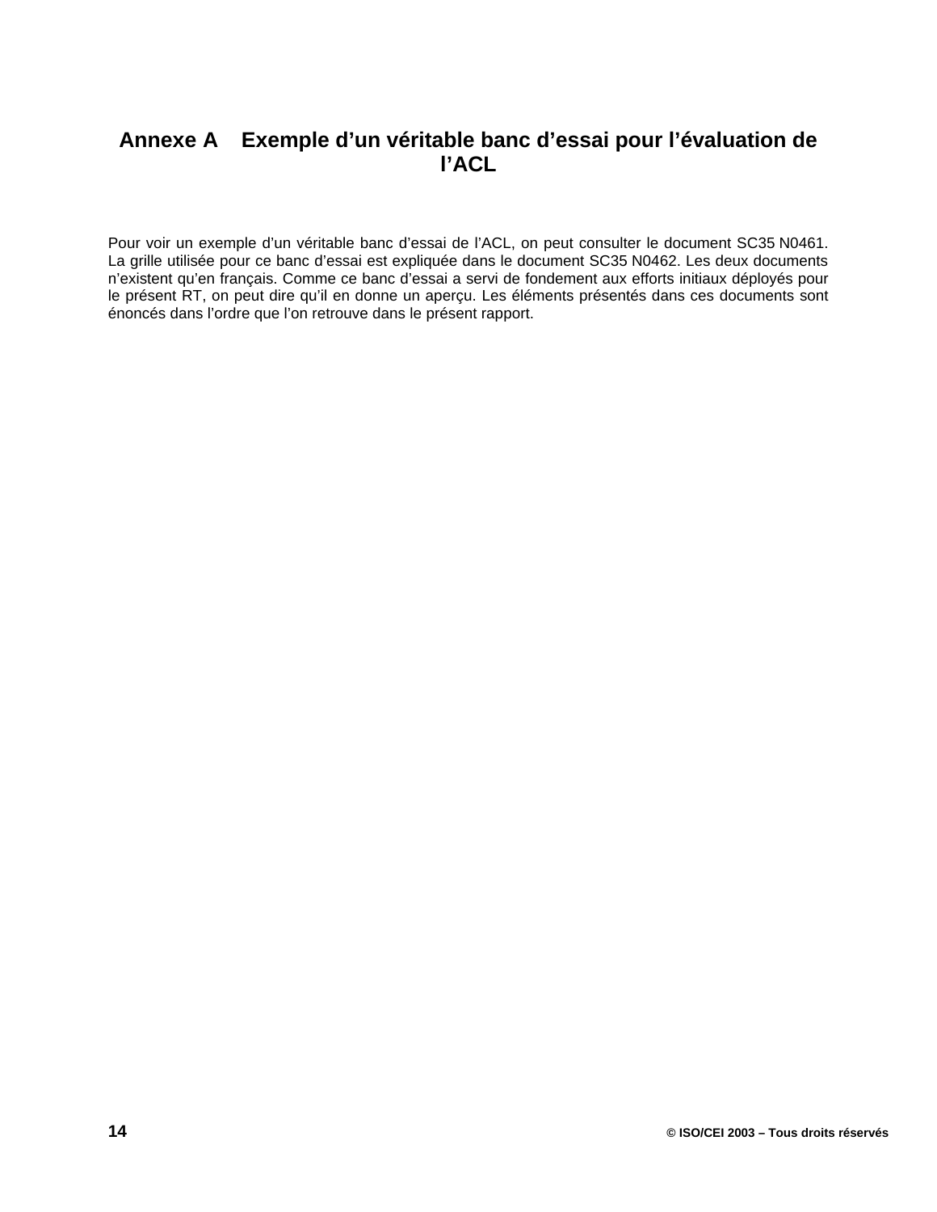# Annexe A Exemple d'un véritable banc d'essai pour l'évaluation de l'ACL

Pour voir un exemple d'un véritable banc d'essai de l'ACL, on peut consulter le document SC35 N0461. La grille utilisée pour ce banc d'essai est expliquée dans le document SC35 N0462. Les deux documents n'existent qu'en français. Comme ce banc d'essai a servi de fondement aux efforts initiaux déployés pour le présent RT, on peut dire qu'il en donne un aperçu. Les éléments présentés dans ces documents sont énoncés dans l'ordre que l'on retrouve dans le présent rapport.